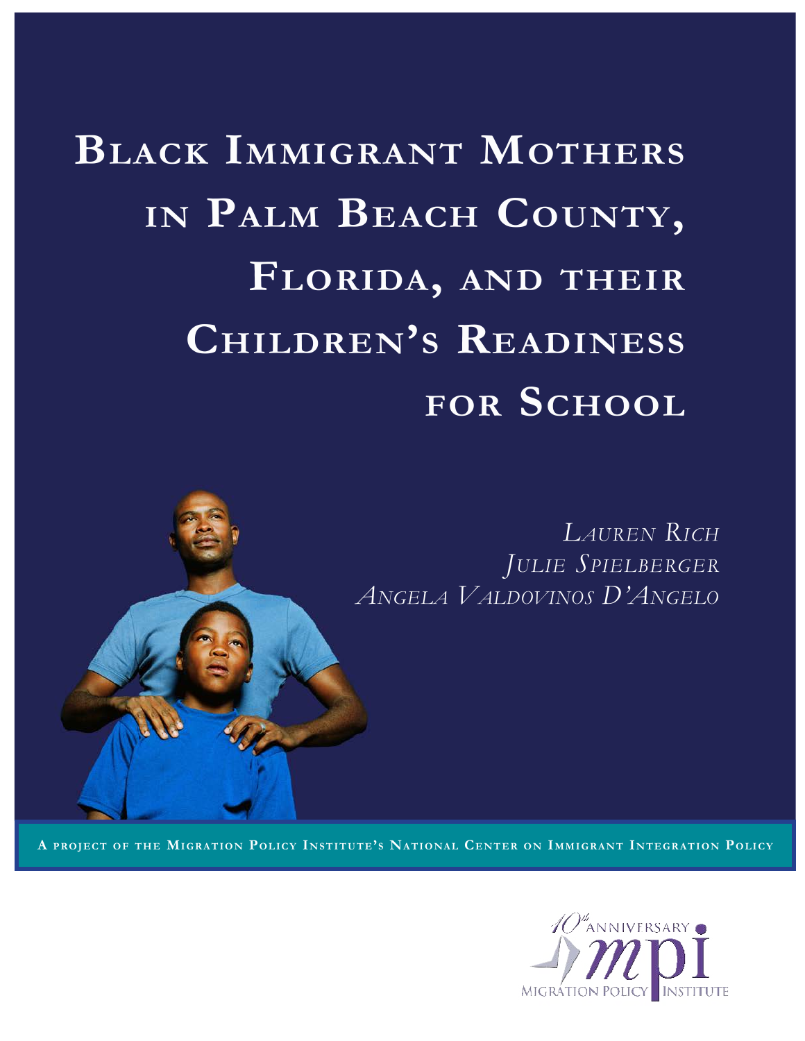# Black Immigrant Mothers in Palm Beach County, Florida, and their Children's Readiness for School

*Lauren Rich*
*Julie Spielberger*
*Angela Valdovinos D'Angelo*

A project of the Migration Policy Institute's National Center on Immigrant Integration Policy

10th Anniversary MPI Migration Policy Institute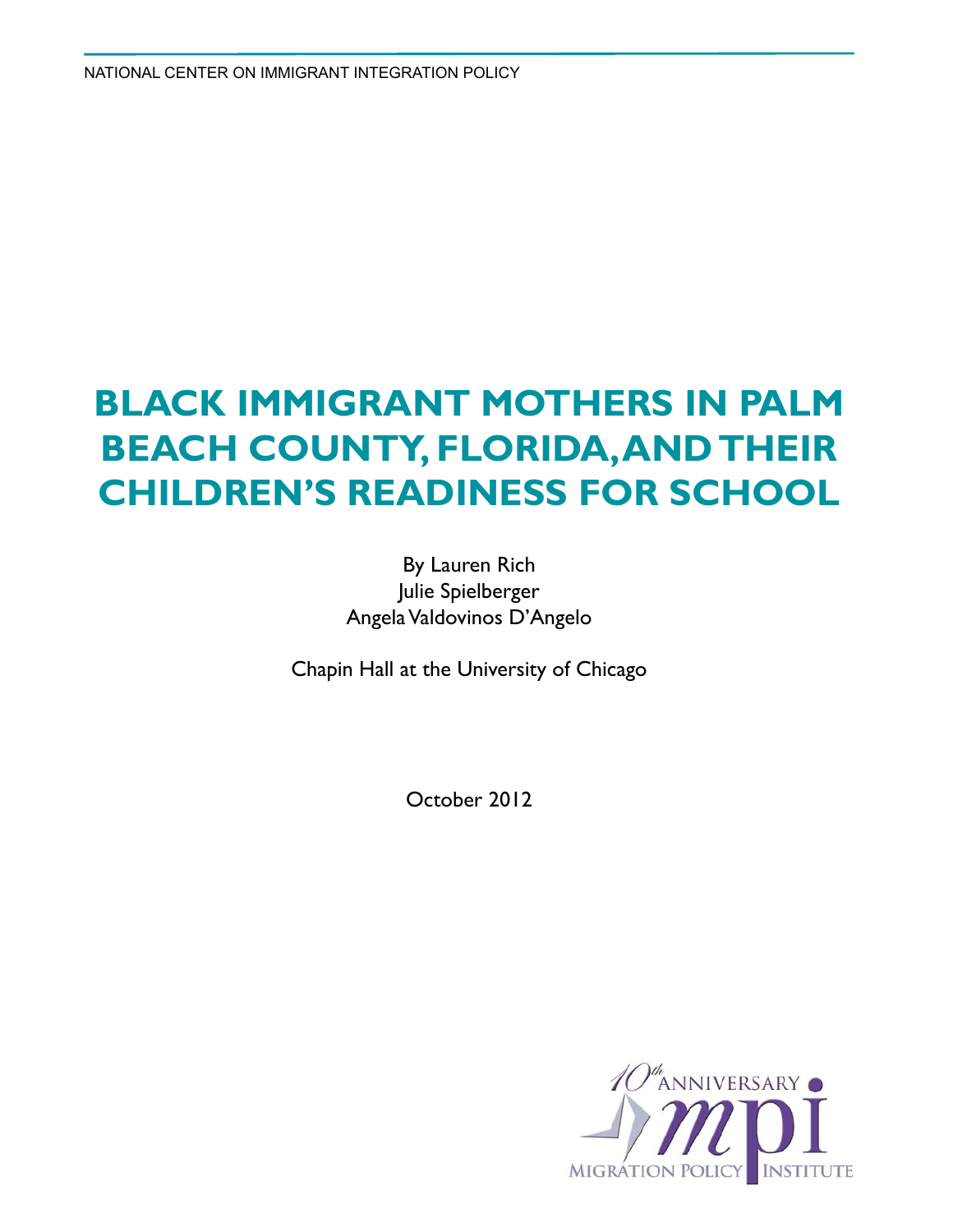NATIONAL CENTER ON IMMIGRANT INTEGRATION POLICY

# BLACK IMMIGRANT MOTHERS IN PALM BEACH COUNTY, FLORIDA, AND THEIR CHILDREN'S READINESS FOR SCHOOL

By Lauren Rich
Julie Spielberger
Angela Valdovinos D'Angelo

Chapin Hall at the University of Chicago

October 2012

10th ANNIVERSARY mpi MIGRATION POLICY INSTITUTE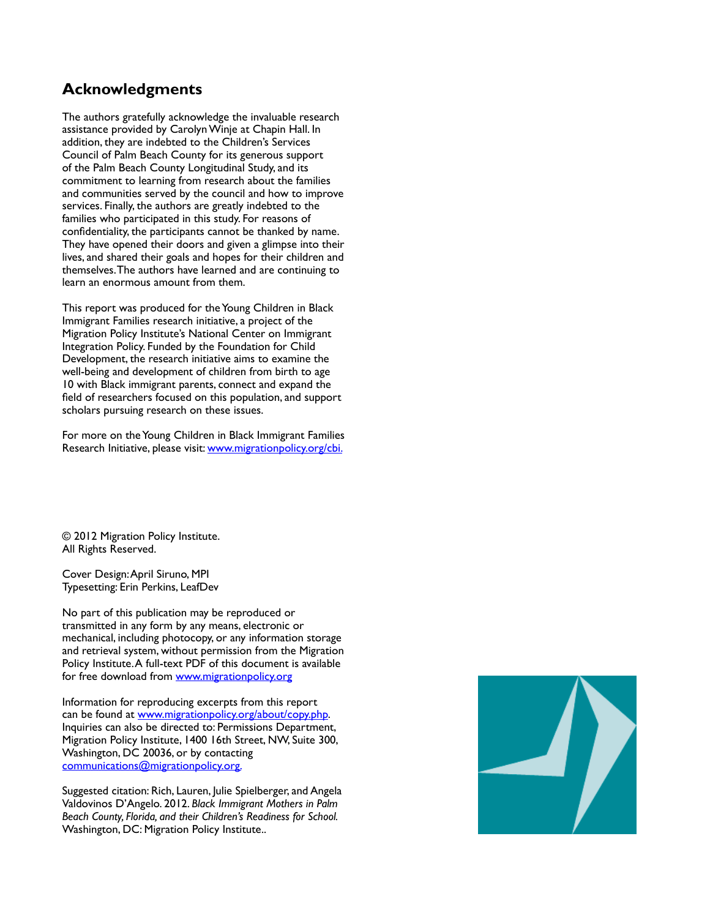## Acknowledgments

The authors gratefully acknowledge the invaluable research assistance provided by Carolyn Winje at Chapin Hall. In addition, they are indebted to the Children's Services Council of Palm Beach County for its generous support of the Palm Beach County Longitudinal Study, and its commitment to learning from research about the families and communities served by the council and how to improve services. Finally, the authors are greatly indebted to the families who participated in this study. For reasons of confidentiality, the participants cannot be thanked by name. They have opened their doors and given a glimpse into their lives, and shared their goals and hopes for their children and themselves. The authors have learned and are continuing to learn an enormous amount from them.

This report was produced for the Young Children in Black Immigrant Families research initiative, a project of the Migration Policy Institute's National Center on Immigrant Integration Policy. Funded by the Foundation for Child Development, the research initiative aims to examine the well-being and development of children from birth to age 10 with Black immigrant parents, connect and expand the field of researchers focused on this population, and support scholars pursuing research on these issues.

For more on the Young Children in Black Immigrant Families Research Initiative, please visit: [www.migrationpolicy.org/cbi.](http://www.migrationpolicy.org/cbi)

© 2012 Migration Policy Institute.
All Rights Reserved.

Cover Design: April Siruno, MPI
Typesetting: Erin Perkins, LeafDev

No part of this publication may be reproduced or transmitted in any form by any means, electronic or mechanical, including photocopy, or any information storage and retrieval system, without permission from the Migration Policy Institute. A full-text PDF of this document is available for free download from [www.migrationpolicy.org](http://www.migrationpolicy.org)

Information for reproducing excerpts from this report can be found at [www.migrationpolicy.org/about/copy.php](http://www.migrationpolicy.org/about/copy.php). Inquiries can also be directed to: Permissions Department, Migration Policy Institute, 1400 16th Street, NW, Suite 300, Washington, DC 20036, or by contacting [communications@migrationpolicy.org](mailto:communications@migrationpolicy.org).

Suggested citation: Rich, Lauren, Julie Spielberger, and Angela Valdovinos D'Angelo. 2012. *Black Immigrant Mothers in Palm Beach County, Florida, and their Children's Readiness for School.* Washington, DC: Migration Policy Institute..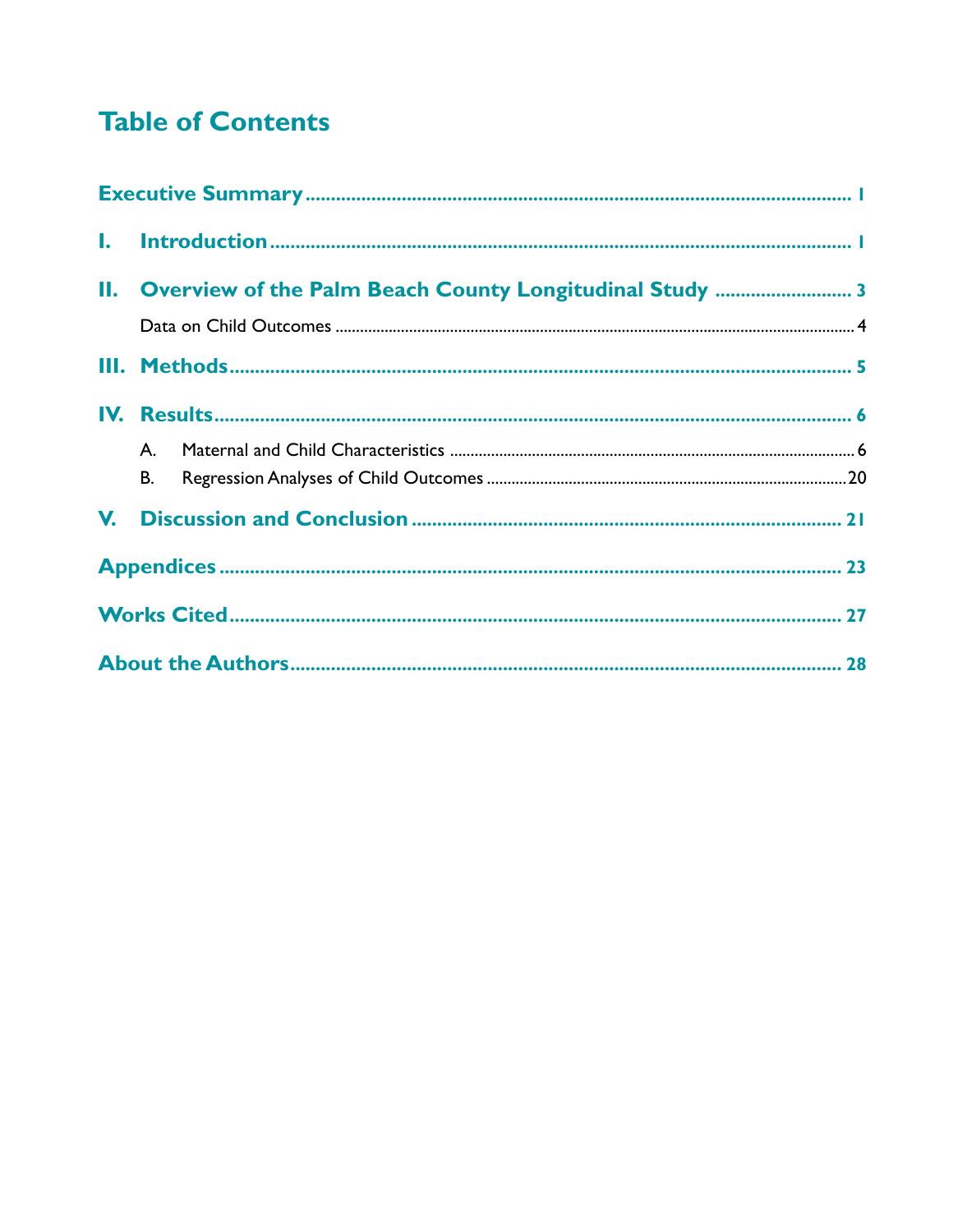# Table of Contents

**Executive Summary** ........................................ 1

**I. Introduction** ........................................ 1

**II. Overview of the Palm Beach County Longitudinal Study** ........................................ 3

Data on Child Outcomes ........................................ 4

**III. Methods** ........................................ 5

**IV. Results** ........................................ 6

A. Maternal and Child Characteristics ........................................ 6

B. Regression Analyses of Child Outcomes ........................................ 20

**V. Discussion and Conclusion** ........................................ 21

**Appendices** ........................................ 23

**Works Cited** ........................................ 27

**About the Authors** ........................................ 28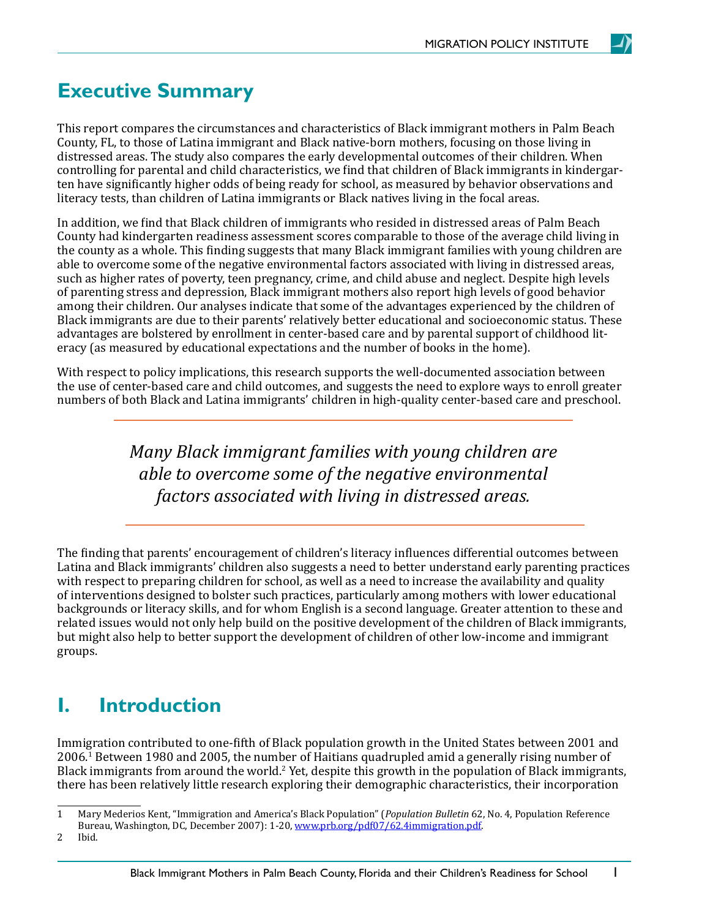## Executive Summary

This report compares the circumstances and characteristics of Black immigrant mothers in Palm Beach County, FL, to those of Latina immigrant and Black native-born mothers, focusing on those living in distressed areas. The study also compares the early developmental outcomes of their children. When controlling for parental and child characteristics, we find that children of Black immigrants in kindergarten have significantly higher odds of being ready for school, as measured by behavior observations and literacy tests, than children of Latina immigrants or Black natives living in the focal areas.

In addition, we find that Black children of immigrants who resided in distressed areas of Palm Beach County had kindergarten readiness assessment scores comparable to those of the average child living in the county as a whole. This finding suggests that many Black immigrant families with young children are able to overcome some of the negative environmental factors associated with living in distressed areas, such as higher rates of poverty, teen pregnancy, crime, and child abuse and neglect. Despite high levels of parenting stress and depression, Black immigrant mothers also report high levels of good behavior among their children. Our analyses indicate that some of the advantages experienced by the children of Black immigrants are due to their parents' relatively better educational and socioeconomic status. These advantages are bolstered by enrollment in center-based care and by parental support of childhood literacy (as measured by educational expectations and the number of books in the home).

With respect to policy implications, this research supports the well-documented association between the use of center-based care and child outcomes, and suggests the need to explore ways to enroll greater numbers of both Black and Latina immigrants' children in high-quality center-based care and preschool.

> *Many Black immigrant families with young children are able to overcome some of the negative environmental factors associated with living in distressed areas.*

The finding that parents' encouragement of children's literacy influences differential outcomes between Latina and Black immigrants' children also suggests a need to better understand early parenting practices with respect to preparing children for school, as well as a need to increase the availability and quality of interventions designed to bolster such practices, particularly among mothers with lower educational backgrounds or literacy skills, and for whom English is a second language. Greater attention to these and related issues would not only help build on the positive development of the children of Black immigrants, but might also help to better support the development of children of other low-income and immigrant groups.

## I. Introduction

Immigration contributed to one-fifth of Black population growth in the United States between 2001 and 2006.[1] Between 1980 and 2005, the number of Haitians quadrupled amid a generally rising number of Black immigrants from around the world.[2] Yet, despite this growth in the population of Black immigrants, there has been relatively little research exploring their demographic characteristics, their incorporation

---

1 Mary Mederios Kent, "Immigration and America's Black Population" (*Population Bulletin* 62, No. 4, Population Reference Bureau, Washington, DC, December 2007): 1-20, www.prb.org/pdf07/62.4immigration.pdf.

2 Ibid.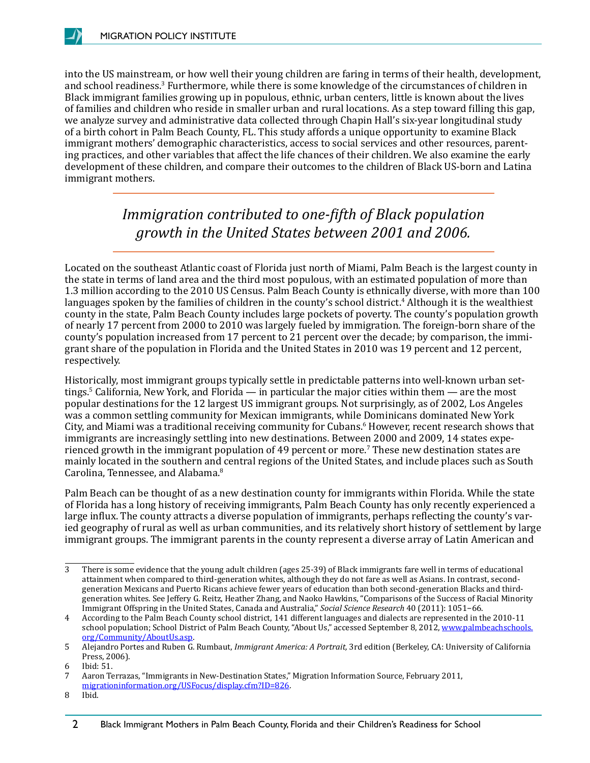into the US mainstream, or how well their young children are faring in terms of their health, development, and school readiness.[3] Furthermore, while there is some knowledge of the circumstances of children in Black immigrant families growing up in populous, ethnic, urban centers, little is known about the lives of families and children who reside in smaller urban and rural locations. As a step toward filling this gap, we analyze survey and administrative data collected through Chapin Hall's six-year longitudinal study of a birth cohort in Palm Beach County, FL. This study affords a unique opportunity to examine Black immigrant mothers' demographic characteristics, access to social services and other resources, parenting practices, and other variables that affect the life chances of their children. We also examine the early development of these children, and compare their outcomes to the children of Black US-born and Latina immigrant mothers.

> *Immigration contributed to one-fifth of Black population growth in the United States between 2001 and 2006.*

Located on the southeast Atlantic coast of Florida just north of Miami, Palm Beach is the largest county in the state in terms of land area and the third most populous, with an estimated population of more than 1.3 million according to the 2010 US Census. Palm Beach County is ethnically diverse, with more than 100 languages spoken by the families of children in the county's school district.[4] Although it is the wealthiest county in the state, Palm Beach County includes large pockets of poverty. The county's population growth of nearly 17 percent from 2000 to 2010 was largely fueled by immigration. The foreign-born share of the county's population increased from 17 percent to 21 percent over the decade; by comparison, the immigrant share of the population in Florida and the United States in 2010 was 19 percent and 12 percent, respectively.

Historically, most immigrant groups typically settle in predictable patterns into well-known urban settings.[5] California, New York, and Florida — in particular the major cities within them — are the most popular destinations for the 12 largest US immigrant groups. Not surprisingly, as of 2002, Los Angeles was a common settling community for Mexican immigrants, while Dominicans dominated New York City, and Miami was a traditional receiving community for Cubans.[6] However, recent research shows that immigrants are increasingly settling into new destinations. Between 2000 and 2009, 14 states experienced growth in the immigrant population of 49 percent or more.[7] These new destination states are mainly located in the southern and central regions of the United States, and include places such as South Carolina, Tennessee, and Alabama.[8]

Palm Beach can be thought of as a new destination county for immigrants within Florida. While the state of Florida has a long history of receiving immigrants, Palm Beach County has only recently experienced a large influx. The county attracts a diverse population of immigrants, perhaps reflecting the county's varied geography of rural as well as urban communities, and its relatively short history of settlement by large immigrant groups. The immigrant parents in the county represent a diverse array of Latin American and

---

3 There is some evidence that the young adult children (ages 25-39) of Black immigrants fare well in terms of educational attainment when compared to third-generation whites, although they do not fare as well as Asians. In contrast, second-generation Mexicans and Puerto Ricans achieve fewer years of education than both second-generation Blacks and third-generation whites. See Jeffery G. Reitz, Heather Zhang, and Naoko Hawkins, "Comparisons of the Success of Racial Minority Immigrant Offspring in the United States, Canada and Australia," *Social Science Research* 40 (2011): 1051–66.

4 According to the Palm Beach County school district, 141 different languages and dialects are represented in the 2010-11 school population; School District of Palm Beach County, "About Us," accessed September 8, 2012, www.palmbeachschools.org/Community/AboutUs.asp.

5 Alejandro Portes and Ruben G. Rumbaut, *Immigrant America: A Portrait,* 3rd edition (Berkeley, CA: University of California Press, 2006).

6 Ibid: 51.

7 Aaron Terrazas, "Immigrants in New-Destination States," Migration Information Source, February 2011, migrationinformation.org/USFocus/display.cfm?ID=826.

8 Ibid.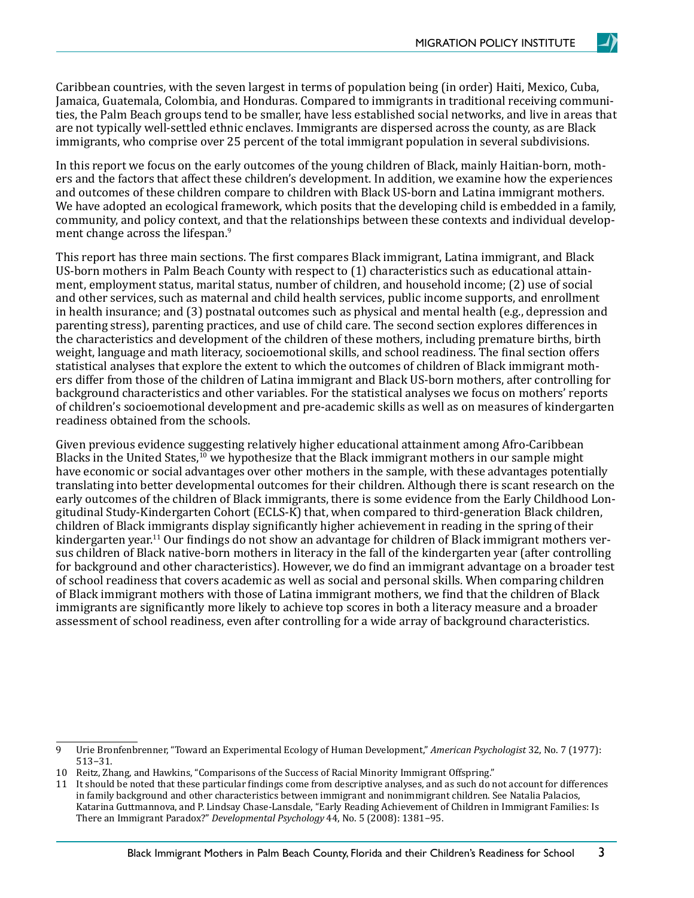Caribbean countries, with the seven largest in terms of population being (in order) Haiti, Mexico, Cuba, Jamaica, Guatemala, Colombia, and Honduras. Compared to immigrants in traditional receiving communities, the Palm Beach groups tend to be smaller, have less established social networks, and live in areas that are not typically well-settled ethnic enclaves. Immigrants are dispersed across the county, as are Black immigrants, who comprise over 25 percent of the total immigrant population in several subdivisions.

In this report we focus on the early outcomes of the young children of Black, mainly Haitian-born, mothers and the factors that affect these children's development. In addition, we examine how the experiences and outcomes of these children compare to children with Black US-born and Latina immigrant mothers. We have adopted an ecological framework, which posits that the developing child is embedded in a family, community, and policy context, and that the relationships between these contexts and individual development change across the lifespan.[9]

This report has three main sections. The first compares Black immigrant, Latina immigrant, and Black US-born mothers in Palm Beach County with respect to (1) characteristics such as educational attainment, employment status, marital status, number of children, and household income; (2) use of social and other services, such as maternal and child health services, public income supports, and enrollment in health insurance; and (3) postnatal outcomes such as physical and mental health (e.g., depression and parenting stress), parenting practices, and use of child care. The second section explores differences in the characteristics and development of the children of these mothers, including premature births, birth weight, language and math literacy, socioemotional skills, and school readiness. The final section offers statistical analyses that explore the extent to which the outcomes of children of Black immigrant mothers differ from those of the children of Latina immigrant and Black US-born mothers, after controlling for background characteristics and other variables. For the statistical analyses we focus on mothers' reports of children's socioemotional development and pre-academic skills as well as on measures of kindergarten readiness obtained from the schools.

Given previous evidence suggesting relatively higher educational attainment among Afro-Caribbean Blacks in the United States,[10] we hypothesize that the Black immigrant mothers in our sample might have economic or social advantages over other mothers in the sample, with these advantages potentially translating into better developmental outcomes for their children. Although there is scant research on the early outcomes of the children of Black immigrants, there is some evidence from the Early Childhood Longitudinal Study-Kindergarten Cohort (ECLS-K) that, when compared to third-generation Black children, children of Black immigrants display significantly higher achievement in reading in the spring of their kindergarten year.[11] Our findings do not show an advantage for children of Black immigrant mothers versus children of Black native-born mothers in literacy in the fall of the kindergarten year (after controlling for background and other characteristics). However, we do find an immigrant advantage on a broader test of school readiness that covers academic as well as social and personal skills. When comparing children of Black immigrant mothers with those of Latina immigrant mothers, we find that the children of Black immigrants are significantly more likely to achieve top scores in both a literacy measure and a broader assessment of school readiness, even after controlling for a wide array of background characteristics.

---

9 Urie Bronfenbrenner, "Toward an Experimental Ecology of Human Development," *American Psychologist* 32, No. 7 (1977): 513–31.

10 Reitz, Zhang, and Hawkins, "Comparisons of the Success of Racial Minority Immigrant Offspring."

11 It should be noted that these particular findings come from descriptive analyses, and as such do not account for differences in family background and other characteristics between immigrant and nonimmigrant children. See Natalia Palacios, Katarina Guttmannova, and P. Lindsay Chase-Lansdale, "Early Reading Achievement of Children in Immigrant Families: Is There an Immigrant Paradox?" *Developmental Psychology* 44, No. 5 (2008): 1381–95.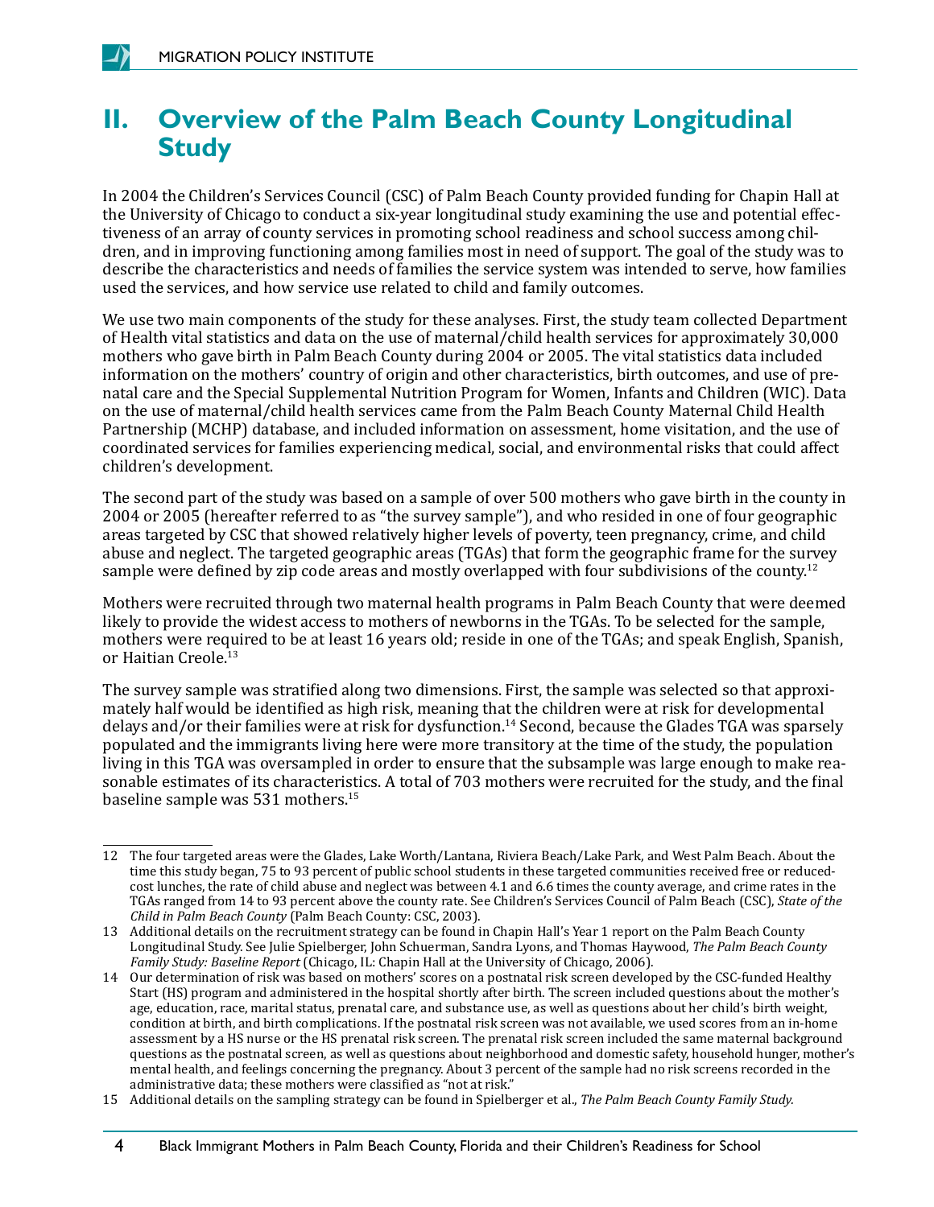## II. Overview of the Palm Beach County Longitudinal Study

In 2004 the Children's Services Council (CSC) of Palm Beach County provided funding for Chapin Hall at the University of Chicago to conduct a six-year longitudinal study examining the use and potential effectiveness of an array of county services in promoting school readiness and school success among children, and in improving functioning among families most in need of support. The goal of the study was to describe the characteristics and needs of families the service system was intended to serve, how families used the services, and how service use related to child and family outcomes.

We use two main components of the study for these analyses. First, the study team collected Department of Health vital statistics and data on the use of maternal/child health services for approximately 30,000 mothers who gave birth in Palm Beach County during 2004 or 2005. The vital statistics data included information on the mothers' country of origin and other characteristics, birth outcomes, and use of prenatal care and the Special Supplemental Nutrition Program for Women, Infants and Children (WIC). Data on the use of maternal/child health services came from the Palm Beach County Maternal Child Health Partnership (MCHP) database, and included information on assessment, home visitation, and the use of coordinated services for families experiencing medical, social, and environmental risks that could affect children's development.

The second part of the study was based on a sample of over 500 mothers who gave birth in the county in 2004 or 2005 (hereafter referred to as "the survey sample"), and who resided in one of four geographic areas targeted by CSC that showed relatively higher levels of poverty, teen pregnancy, crime, and child abuse and neglect. The targeted geographic areas (TGAs) that form the geographic frame for the survey sample were defined by zip code areas and mostly overlapped with four subdivisions of the county.[12]

Mothers were recruited through two maternal health programs in Palm Beach County that were deemed likely to provide the widest access to mothers of newborns in the TGAs. To be selected for the sample, mothers were required to be at least 16 years old; reside in one of the TGAs; and speak English, Spanish, or Haitian Creole.[13]

The survey sample was stratified along two dimensions. First, the sample was selected so that approximately half would be identified as high risk, meaning that the children were at risk for developmental delays and/or their families were at risk for dysfunction.[14] Second, because the Glades TGA was sparsely populated and the immigrants living here were more transitory at the time of the study, the population living in this TGA was oversampled in order to ensure that the subsample was large enough to make reasonable estimates of its characteristics. A total of 703 mothers were recruited for the study, and the final baseline sample was 531 mothers.[15]

---

12 The four targeted areas were the Glades, Lake Worth/Lantana, Riviera Beach/Lake Park, and West Palm Beach. About the time this study began, 75 to 93 percent of public school students in these targeted communities received free or reduced-cost lunches, the rate of child abuse and neglect was between 4.1 and 6.6 times the county average, and crime rates in the TGAs ranged from 14 to 93 percent above the county rate. See Children's Services Council of Palm Beach (CSC), *State of the Child in Palm Beach County* (Palm Beach County: CSC, 2003).

13 Additional details on the recruitment strategy can be found in Chapin Hall's Year 1 report on the Palm Beach County Longitudinal Study. See Julie Spielberger, John Schuerman, Sandra Lyons, and Thomas Haywood, *The Palm Beach County Family Study: Baseline Report* (Chicago, IL: Chapin Hall at the University of Chicago, 2006).

14 Our determination of risk was based on mothers' scores on a postnatal risk screen developed by the CSC-funded Healthy Start (HS) program and administered in the hospital shortly after birth. The screen included questions about the mother's age, education, race, marital status, prenatal care, and substance use, as well as questions about her child's birth weight, condition at birth, and birth complications. If the postnatal risk screen was not available, we used scores from an in-home assessment by a HS nurse or the HS prenatal risk screen. The prenatal risk screen included the same maternal background questions as the postnatal screen, as well as questions about neighborhood and domestic safety, household hunger, mother's mental health, and feelings concerning the pregnancy. About 3 percent of the sample had no risk screens recorded in the administrative data; these mothers were classified as "not at risk."

15 Additional details on the sampling strategy can be found in Spielberger et al., *The Palm Beach County Family Study.*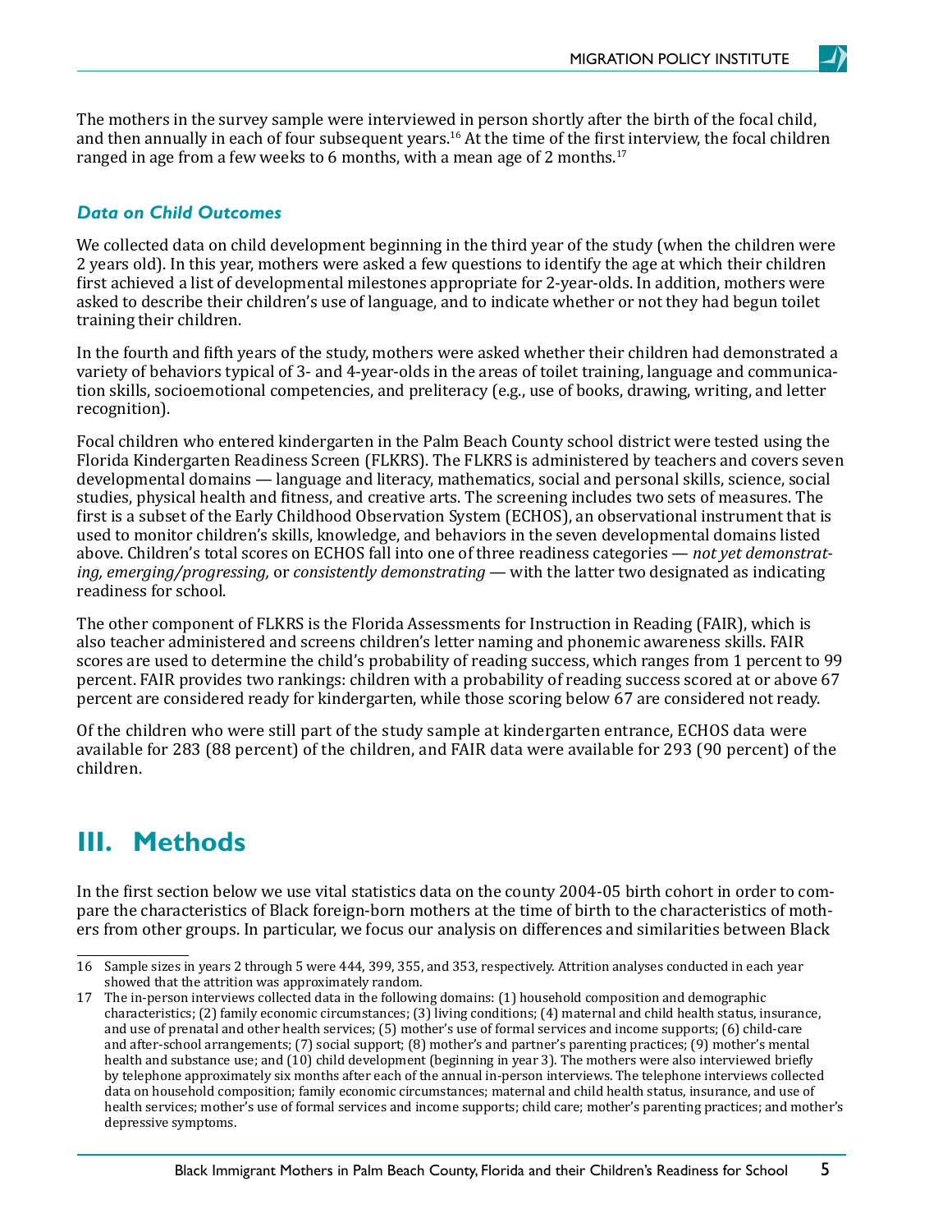The mothers in the survey sample were interviewed in person shortly after the birth of the focal child, and then annually in each of four subsequent years.[16] At the time of the first interview, the focal children ranged in age from a few weeks to 6 months, with a mean age of 2 months.[17]

### *Data on Child Outcomes*

We collected data on child development beginning in the third year of the study (when the children were 2 years old). In this year, mothers were asked a few questions to identify the age at which their children first achieved a list of developmental milestones appropriate for 2-year-olds. In addition, mothers were asked to describe their children's use of language, and to indicate whether or not they had begun toilet training their children.

In the fourth and fifth years of the study, mothers were asked whether their children had demonstrated a variety of behaviors typical of 3- and 4-year-olds in the areas of toilet training, language and communication skills, socioemotional competencies, and preliteracy (e.g., use of books, drawing, writing, and letter recognition).

Focal children who entered kindergarten in the Palm Beach County school district were tested using the Florida Kindergarten Readiness Screen (FLKRS). The FLKRS is administered by teachers and covers seven developmental domains — language and literacy, mathematics, social and personal skills, science, social studies, physical health and fitness, and creative arts. The screening includes two sets of measures. The first is a subset of the Early Childhood Observation System (ECHOS), an observational instrument that is used to monitor children's skills, knowledge, and behaviors in the seven developmental domains listed above. Children's total scores on ECHOS fall into one of three readiness categories — *not yet demonstrating, emerging/progressing,* or *consistently demonstrating* — with the latter two designated as indicating readiness for school.

The other component of FLKRS is the Florida Assessments for Instruction in Reading (FAIR), which is also teacher administered and screens children's letter naming and phonemic awareness skills. FAIR scores are used to determine the child's probability of reading success, which ranges from 1 percent to 99 percent. FAIR provides two rankings: children with a probability of reading success scored at or above 67 percent are considered ready for kindergarten, while those scoring below 67 are considered not ready.

Of the children who were still part of the study sample at kindergarten entrance, ECHOS data were available for 283 (88 percent) of the children, and FAIR data were available for 293 (90 percent) of the children.

# III. Methods

In the first section below we use vital statistics data on the county 2004-05 birth cohort in order to compare the characteristics of Black foreign-born mothers at the time of birth to the characteristics of mothers from other groups. In particular, we focus our analysis on differences and similarities between Black

---

16 Sample sizes in years 2 through 5 were 444, 399, 355, and 353, respectively. Attrition analyses conducted in each year showed that the attrition was approximately random.

17 The in-person interviews collected data in the following domains: (1) household composition and demographic characteristics; (2) family economic circumstances; (3) living conditions; (4) maternal and child health status, insurance, and use of prenatal and other health services; (5) mother's use of formal services and income supports; (6) child-care and after-school arrangements; (7) social support; (8) mother's and partner's parenting practices; (9) mother's mental health and substance use; and (10) child development (beginning in year 3). The mothers were also interviewed briefly by telephone approximately six months after each of the annual in-person interviews. The telephone interviews collected data on household composition; family economic circumstances; maternal and child health status, insurance, and use of health services; mother's use of formal services and income supports; child care; mother's parenting practices; and mother's depressive symptoms.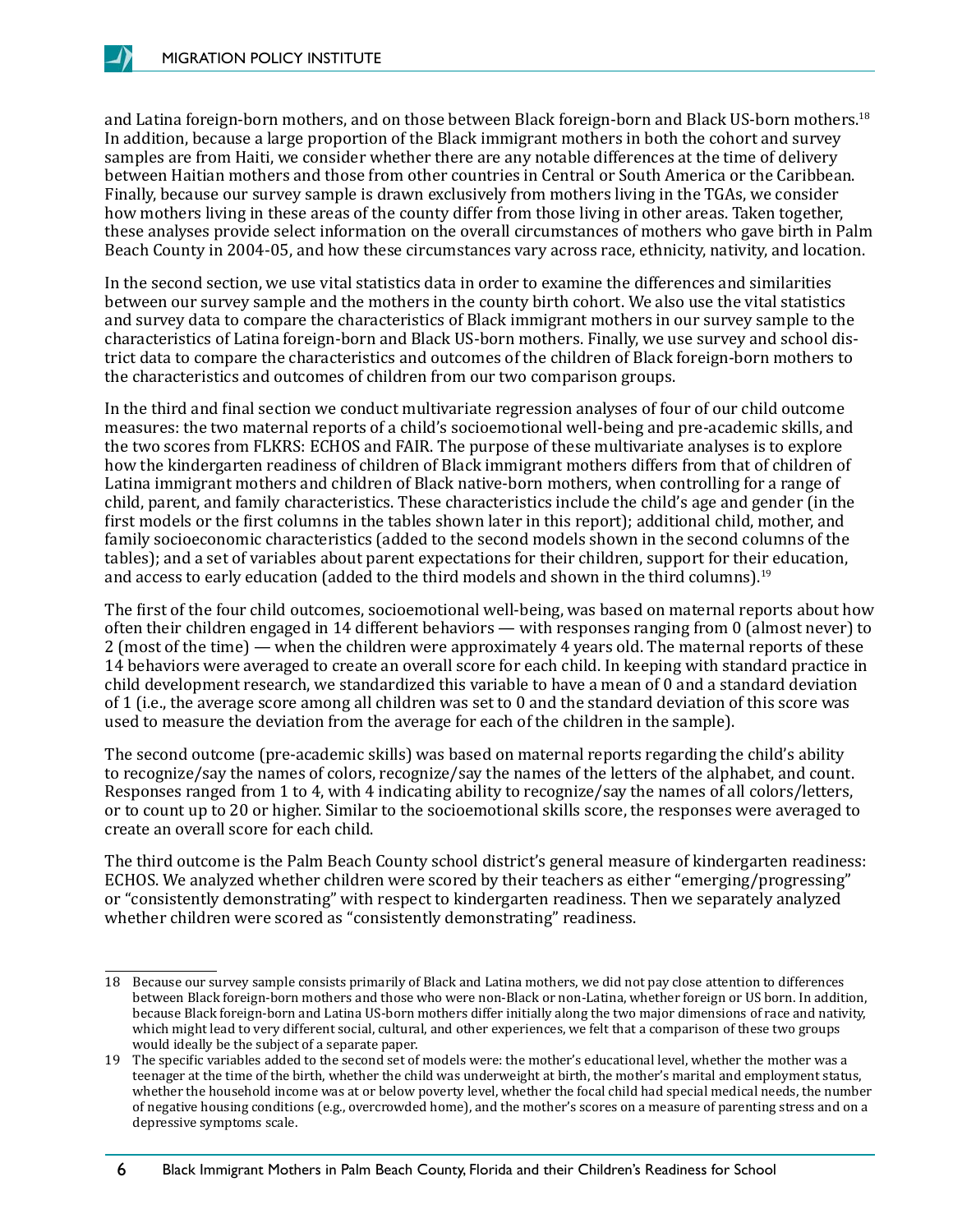and Latina foreign-born mothers, and on those between Black foreign-born and Black US-born mothers.[18] In addition, because a large proportion of the Black immigrant mothers in both the cohort and survey samples are from Haiti, we consider whether there are any notable differences at the time of delivery between Haitian mothers and those from other countries in Central or South America or the Caribbean. Finally, because our survey sample is drawn exclusively from mothers living in the TGAs, we consider how mothers living in these areas of the county differ from those living in other areas. Taken together, these analyses provide select information on the overall circumstances of mothers who gave birth in Palm Beach County in 2004-05, and how these circumstances vary across race, ethnicity, nativity, and location.

In the second section, we use vital statistics data in order to examine the differences and similarities between our survey sample and the mothers in the county birth cohort. We also use the vital statistics and survey data to compare the characteristics of Black immigrant mothers in our survey sample to the characteristics of Latina foreign-born and Black US-born mothers. Finally, we use survey and school district data to compare the characteristics and outcomes of the children of Black foreign-born mothers to the characteristics and outcomes of children from our two comparison groups.

In the third and final section we conduct multivariate regression analyses of four of our child outcome measures: the two maternal reports of a child's socioemotional well-being and pre-academic skills, and the two scores from FLKRS: ECHOS and FAIR. The purpose of these multivariate analyses is to explore how the kindergarten readiness of children of Black immigrant mothers differs from that of children of Latina immigrant mothers and children of Black native-born mothers, when controlling for a range of child, parent, and family characteristics. These characteristics include the child's age and gender (in the first models or the first columns in the tables shown later in this report); additional child, mother, and family socioeconomic characteristics (added to the second models shown in the second columns of the tables); and a set of variables about parent expectations for their children, support for their education, and access to early education (added to the third models and shown in the third columns).[19]

The first of the four child outcomes, socioemotional well-being, was based on maternal reports about how often their children engaged in 14 different behaviors — with responses ranging from 0 (almost never) to 2 (most of the time) — when the children were approximately 4 years old. The maternal reports of these 14 behaviors were averaged to create an overall score for each child. In keeping with standard practice in child development research, we standardized this variable to have a mean of 0 and a standard deviation of 1 (i.e., the average score among all children was set to 0 and the standard deviation of this score was used to measure the deviation from the average for each of the children in the sample).

The second outcome (pre-academic skills) was based on maternal reports regarding the child's ability to recognize/say the names of colors, recognize/say the names of the letters of the alphabet, and count. Responses ranged from 1 to 4, with 4 indicating ability to recognize/say the names of all colors/letters, or to count up to 20 or higher. Similar to the socioemotional skills score, the responses were averaged to create an overall score for each child.

The third outcome is the Palm Beach County school district's general measure of kindergarten readiness: ECHOS. We analyzed whether children were scored by their teachers as either "emerging/progressing" or "consistently demonstrating" with respect to kindergarten readiness. Then we separately analyzed whether children were scored as "consistently demonstrating" readiness.

---

18 Because our survey sample consists primarily of Black and Latina mothers, we did not pay close attention to differences between Black foreign-born mothers and those who were non-Black or non-Latina, whether foreign or US born. In addition, because Black foreign-born and Latina US-born mothers differ initially along the two major dimensions of race and nativity, which might lead to very different social, cultural, and other experiences, we felt that a comparison of these two groups would ideally be the subject of a separate paper.

19 The specific variables added to the second set of models were: the mother's educational level, whether the mother was a teenager at the time of the birth, whether the child was underweight at birth, the mother's marital and employment status, whether the household income was at or below poverty level, whether the focal child had special medical needs, the number of negative housing conditions (e.g., overcrowded home), and the mother's scores on a measure of parenting stress and on a depressive symptoms scale.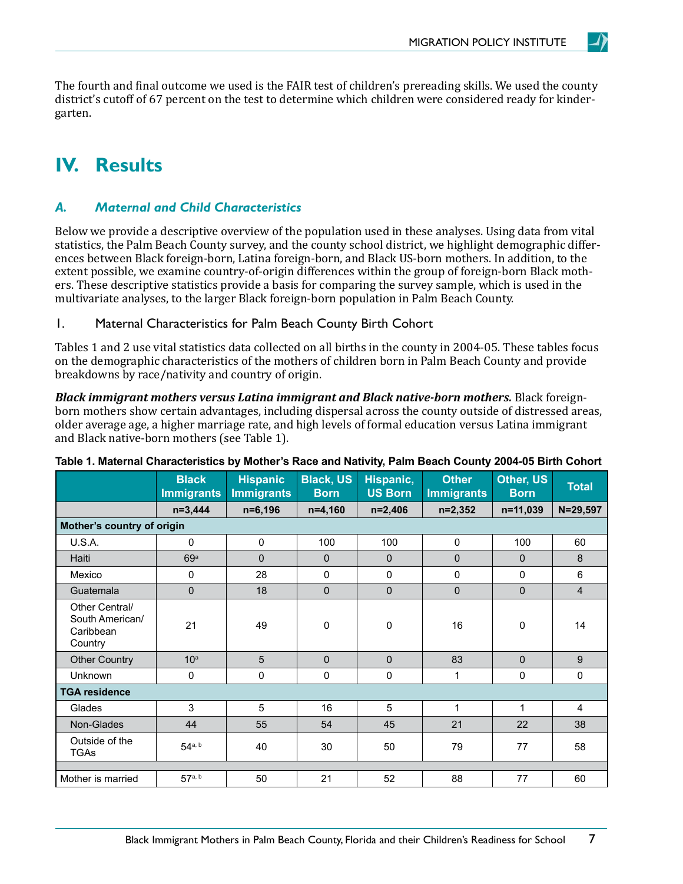The fourth and final outcome we used is the FAIR test of children's prereading skills. We used the county district's cutoff of 67 percent on the test to determine which children were considered ready for kindergarten.

# IV. Results

## *A. Maternal and Child Characteristics*

Below we provide a descriptive overview of the population used in these analyses. Using data from vital statistics, the Palm Beach County survey, and the county school district, we highlight demographic differences between Black foreign-born, Latina foreign-born, and Black US-born mothers. In addition, to the extent possible, we examine country-of-origin differences within the group of foreign-born Black mothers. These descriptive statistics provide a basis for comparing the survey sample, which is used in the multivariate analyses, to the larger Black foreign-born population in Palm Beach County.

### 1. Maternal Characteristics for Palm Beach County Birth Cohort

Tables 1 and 2 use vital statistics data collected on all births in the county in 2004-05. These tables focus on the demographic characteristics of the mothers of children born in Palm Beach County and provide breakdowns by race/nativity and country of origin.

***Black immigrant mothers versus Latina immigrant and Black native-born mothers.*** Black foreign-born mothers show certain advantages, including dispersal across the county outside of distressed areas, older average age, a higher marriage rate, and high levels of formal education versus Latina immigrant and Black native-born mothers (see Table 1).

**Table 1. Maternal Characteristics by Mother's Race and Nativity, Palm Beach County 2004-05 Birth Cohort**

| | Black Immigrants | Hispanic Immigrants | Black, US Born | Hispanic, US Born | Other Immigrants | Other, US Born | Total |
|---|---|---|---|---|---|---|---|
| | n=3,444 | n=6,196 | n=4,160 | n=2,406 | n=2,352 | n=11,039 | N=29,597 |
| **Mother's country of origin** | | | | | | | |
| U.S.A. | 0 | 0 | 100 | 100 | 0 | 100 | 60 |
| Haiti | 69[a] | 0 | 0 | 0 | 0 | 0 | 8 |
| Mexico | 0 | 28 | 0 | 0 | 0 | 0 | 6 |
| Guatemala | 0 | 18 | 0 | 0 | 0 | 0 | 4 |
| Other Central/ South American/ Caribbean Country | 21 | 49 | 0 | 0 | 16 | 0 | 14 |
| Other Country | 10[a] | 5 | 0 | 0 | 83 | 0 | 9 |
| Unknown | 0 | 0 | 0 | 0 | 1 | 0 | 0 |
| **TGA residence** | | | | | | | |
| Glades | 3 | 5 | 16 | 5 | 1 | 1 | 4 |
| Non-Glades | 44 | 55 | 54 | 45 | 21 | 22 | 38 |
| Outside of the TGAs | 54[a, b] | 40 | 30 | 50 | 79 | 77 | 58 |
| | | | | | | | |
| Mother is married | 57[a, b] | 50 | 21 | 52 | 88 | 77 | 60 |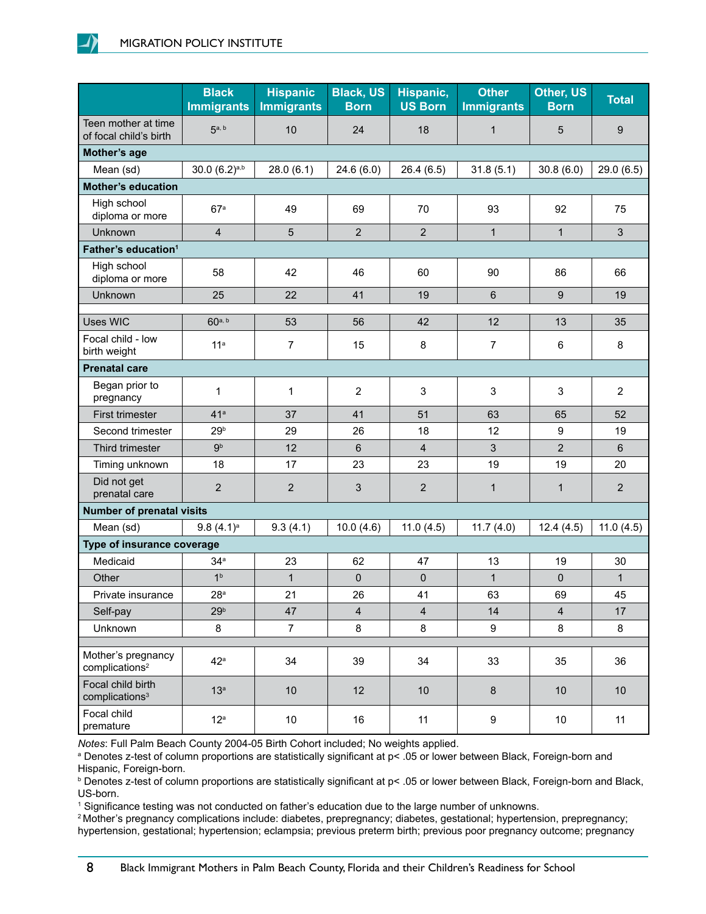| | Black Immigrants | Hispanic Immigrants | Black, US Born | Hispanic, US Born | Other Immigrants | Other, US Born | Total |
|---|---|---|---|---|---|---|---|
| Teen mother at time of focal child's birth | 5[a, b] | 10 | 24 | 18 | 1 | 5 | 9 |
| **Mother's age** | | | | | | | |
| Mean (sd) | 30.0 (6.2)[a,b] | 28.0 (6.1) | 24.6 (6.0) | 26.4 (6.5) | 31.8 (5.1) | 30.8 (6.0) | 29.0 (6.5) |
| **Mother's education** | | | | | | | |
| High school diploma or more | 67[a] | 49 | 69 | 70 | 93 | 92 | 75 |
| Unknown | 4 | 5 | 2 | 2 | 1 | 1 | 3 |
| **Father's education**[1] | | | | | | | |
| High school diploma or more | 58 | 42 | 46 | 60 | 90 | 86 | 66 |
| Unknown | 25 | 22 | 41 | 19 | 6 | 9 | 19 |
| | | | | | | | |
| Uses WIC | 60[a, b] | 53 | 56 | 42 | 12 | 13 | 35 |
| Focal child - low birth weight | 11[a] | 7 | 15 | 8 | 7 | 6 | 8 |
| **Prenatal care** | | | | | | | |
| Began prior to pregnancy | 1 | 1 | 2 | 3 | 3 | 3 | 2 |
| First trimester | 41[a] | 37 | 41 | 51 | 63 | 65 | 52 |
| Second trimester | 29[b] | 29 | 26 | 18 | 12 | 9 | 19 |
| Third trimester | 9[b] | 12 | 6 | 4 | 3 | 2 | 6 |
| Timing unknown | 18 | 17 | 23 | 23 | 19 | 19 | 20 |
| Did not get prenatal care | 2 | 2 | 3 | 2 | 1 | 1 | 2 |
| **Number of prenatal visits** | | | | | | | |
| Mean (sd) | 9.8 (4.1)[a] | 9.3 (4.1) | 10.0 (4.6) | 11.0 (4.5) | 11.7 (4.0) | 12.4 (4.5) | 11.0 (4.5) |
| **Type of insurance coverage** | | | | | | | |
| Medicaid | 34[a] | 23 | 62 | 47 | 13 | 19 | 30 |
| Other | 1[b] | 1 | 0 | 0 | 1 | 0 | 1 |
| Private insurance | 28[a] | 21 | 26 | 41 | 63 | 69 | 45 |
| Self-pay | 29[b] | 47 | 4 | 4 | 14 | 4 | 17 |
| Unknown | 8 | 7 | 8 | 8 | 9 | 8 | 8 |
| | | | | | | | |
| Mother's pregnancy complications[2] | 42[a] | 34 | 39 | 34 | 33 | 35 | 36 |
| Focal child birth complications[3] | 13[a] | 10 | 12 | 10 | 8 | 10 | 10 |
| Focal child premature | 12[a] | 10 | 16 | 11 | 9 | 10 | 11 |

*Notes*: Full Palm Beach County 2004-05 Birth Cohort included; No weights applied.

[a] Denotes z-test of column proportions are statistically significant at $p < .05$ or lower between Black, Foreign-born and Hispanic, Foreign-born.

[b] Denotes z-test of column proportions are statistically significant at $p < .05$ or lower between Black, Foreign-born and Black, US-born.

[1] Significance testing was not conducted on father's education due to the large number of unknowns.

[2] Mother's pregnancy complications include: diabetes, prepregnancy; diabetes, gestational; hypertension, prepregnancy; hypertension, gestational; hypertension; eclampsia; previous preterm birth; previous poor pregnancy outcome; pregnancy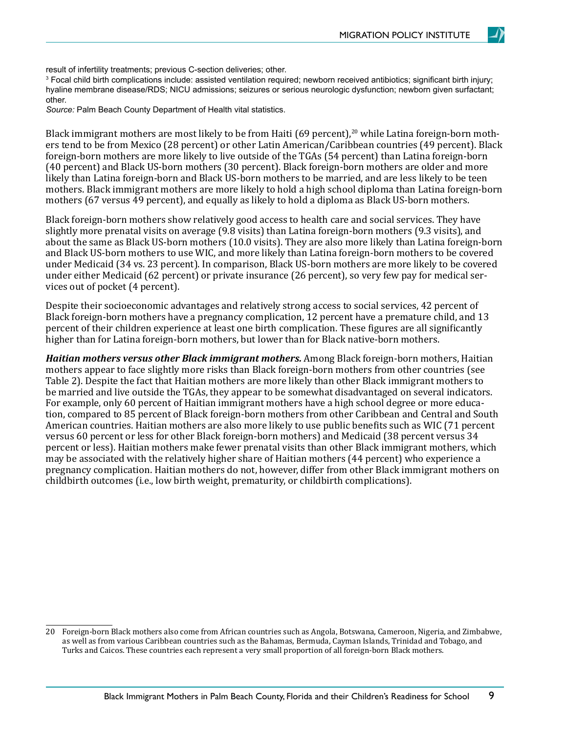result of infertility treatments; previous C-section deliveries; other.

[3] Focal child birth complications include: assisted ventilation required; newborn received antibiotics; significant birth injury; hyaline membrane disease/RDS; NICU admissions; seizures or serious neurologic dysfunction; newborn given surfactant; other.

*Source:* Palm Beach County Department of Health vital statistics.

Black immigrant mothers are most likely to be from Haiti (69 percent),[20] while Latina foreign-born mothers tend to be from Mexico (28 percent) or other Latin American/Caribbean countries (49 percent). Black foreign-born mothers are more likely to live outside of the TGAs (54 percent) than Latina foreign-born (40 percent) and Black US-born mothers (30 percent). Black foreign-born mothers are older and more likely than Latina foreign-born and Black US-born mothers to be married, and are less likely to be teen mothers. Black immigrant mothers are more likely to hold a high school diploma than Latina foreign-born mothers (67 versus 49 percent), and equally as likely to hold a diploma as Black US-born mothers.

Black foreign-born mothers show relatively good access to health care and social services. They have slightly more prenatal visits on average (9.8 visits) than Latina foreign-born mothers (9.3 visits), and about the same as Black US-born mothers (10.0 visits). They are also more likely than Latina foreign-born and Black US-born mothers to use WIC, and more likely than Latina foreign-born mothers to be covered under Medicaid (34 vs. 23 percent). In comparison, Black US-born mothers are more likely to be covered under either Medicaid (62 percent) or private insurance (26 percent), so very few pay for medical services out of pocket (4 percent).

Despite their socioeconomic advantages and relatively strong access to social services, 42 percent of Black foreign-born mothers have a pregnancy complication, 12 percent have a premature child, and 13 percent of their children experience at least one birth complication. These figures are all significantly higher than for Latina foreign-born mothers, but lower than for Black native-born mothers.

***Haitian mothers versus other Black immigrant mothers.*** Among Black foreign-born mothers, Haitian mothers appear to face slightly more risks than Black foreign-born mothers from other countries (see Table 2). Despite the fact that Haitian mothers are more likely than other Black immigrant mothers to be married and live outside the TGAs, they appear to be somewhat disadvantaged on several indicators. For example, only 60 percent of Haitian immigrant mothers have a high school degree or more education, compared to 85 percent of Black foreign-born mothers from other Caribbean and Central and South American countries. Haitian mothers are also more likely to use public benefits such as WIC (71 percent versus 60 percent or less for other Black foreign-born mothers) and Medicaid (38 percent versus 34 percent or less). Haitian mothers make fewer prenatal visits than other Black immigrant mothers, which may be associated with the relatively higher share of Haitian mothers (44 percent) who experience a pregnancy complication. Haitian mothers do not, however, differ from other Black immigrant mothers on childbirth outcomes (i.e., low birth weight, prematurity, or childbirth complications).

---

[20] Foreign-born Black mothers also come from African countries such as Angola, Botswana, Cameroon, Nigeria, and Zimbabwe, as well as from various Caribbean countries such as the Bahamas, Bermuda, Cayman Islands, Trinidad and Tobago, and Turks and Caicos. These countries each represent a very small proportion of all foreign-born Black mothers.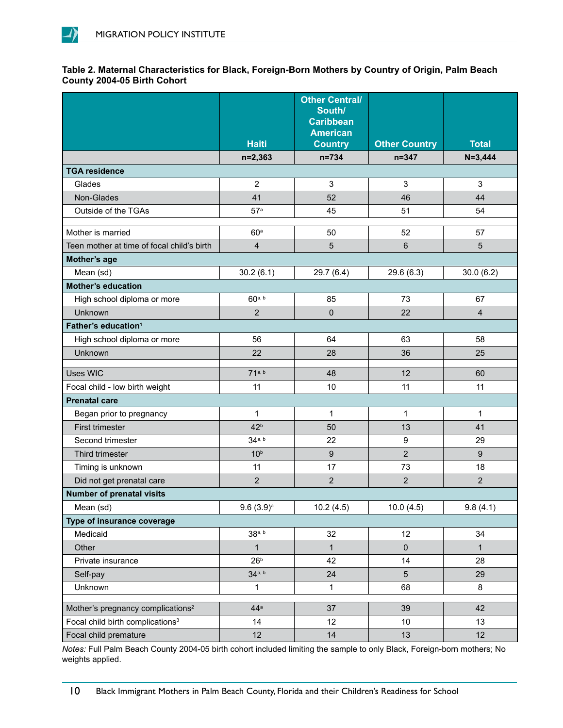**Table 2. Maternal Characteristics for Black, Foreign-Born Mothers by Country of Origin, Palm Beach County 2004-05 Birth Cohort**

| | Haiti | Other Central/ South/ Caribbean American Country | Other Country | Total |
|---|---|---|---|---|
| | n=2,363 | n=734 | n=347 | N=3,444 |
| **TGA residence** | | | | |
| Glades | 2 | 3 | 3 | 3 |
| Non-Glades | 41 | 52 | 46 | 44 |
| Outside of the TGAs | 57[a] | 45 | 51 | 54 |
| | | | | |
| Mother is married | 60[a] | 50 | 52 | 57 |
| Teen mother at time of focal child's birth | 4 | 5 | 6 | 5 |
| **Mother's age** | | | | |
| Mean (sd) | 30.2 (6.1) | 29.7 (6.4) | 29.6 (6.3) | 30.0 (6.2) |
| **Mother's education** | | | | |
| High school diploma or more | 60[a, b] | 85 | 73 | 67 |
| Unknown | 2 | 0 | 22 | 4 |
| **Father's education[1]** | | | | |
| High school diploma or more | 56 | 64 | 63 | 58 |
| Unknown | 22 | 28 | 36 | 25 |
| | | | | |
| Uses WIC | 71[a, b] | 48 | 12 | 60 |
| Focal child - low birth weight | 11 | 10 | 11 | 11 |
| **Prenatal care** | | | | |
| Began prior to pregnancy | 1 | 1 | 1 | 1 |
| First trimester | 42[b] | 50 | 13 | 41 |
| Second trimester | 34[a, b] | 22 | 9 | 29 |
| Third trimester | 10[b] | 9 | 2 | 9 |
| Timing is unknown | 11 | 17 | 73 | 18 |
| Did not get prenatal care | 2 | 2 | 2 | 2 |
| **Number of prenatal visits** | | | | |
| Mean (sd) | 9.6 (3.9)[a] | 10.2 (4.5) | 10.0 (4.5) | 9.8 (4.1) |
| **Type of insurance coverage** | | | | |
| Medicaid | 38[a, b] | 32 | 12 | 34 |
| Other | 1 | 1 | 0 | 1 |
| Private insurance | 26[b] | 42 | 14 | 28 |
| Self-pay | 34[a, b] | 24 | 5 | 29 |
| Unknown | 1 | 1 | 68 | 8 |
| | | | | |
| Mother's pregnancy complications[2] | 44[a] | 37 | 39 | 42 |
| Focal child birth complications[3] | 14 | 12 | 10 | 13 |
| Focal child premature | 12 | 14 | 13 | 12 |

*Notes:* Full Palm Beach County 2004-05 birth cohort included limiting the sample to only Black, Foreign-born mothers; No weights applied.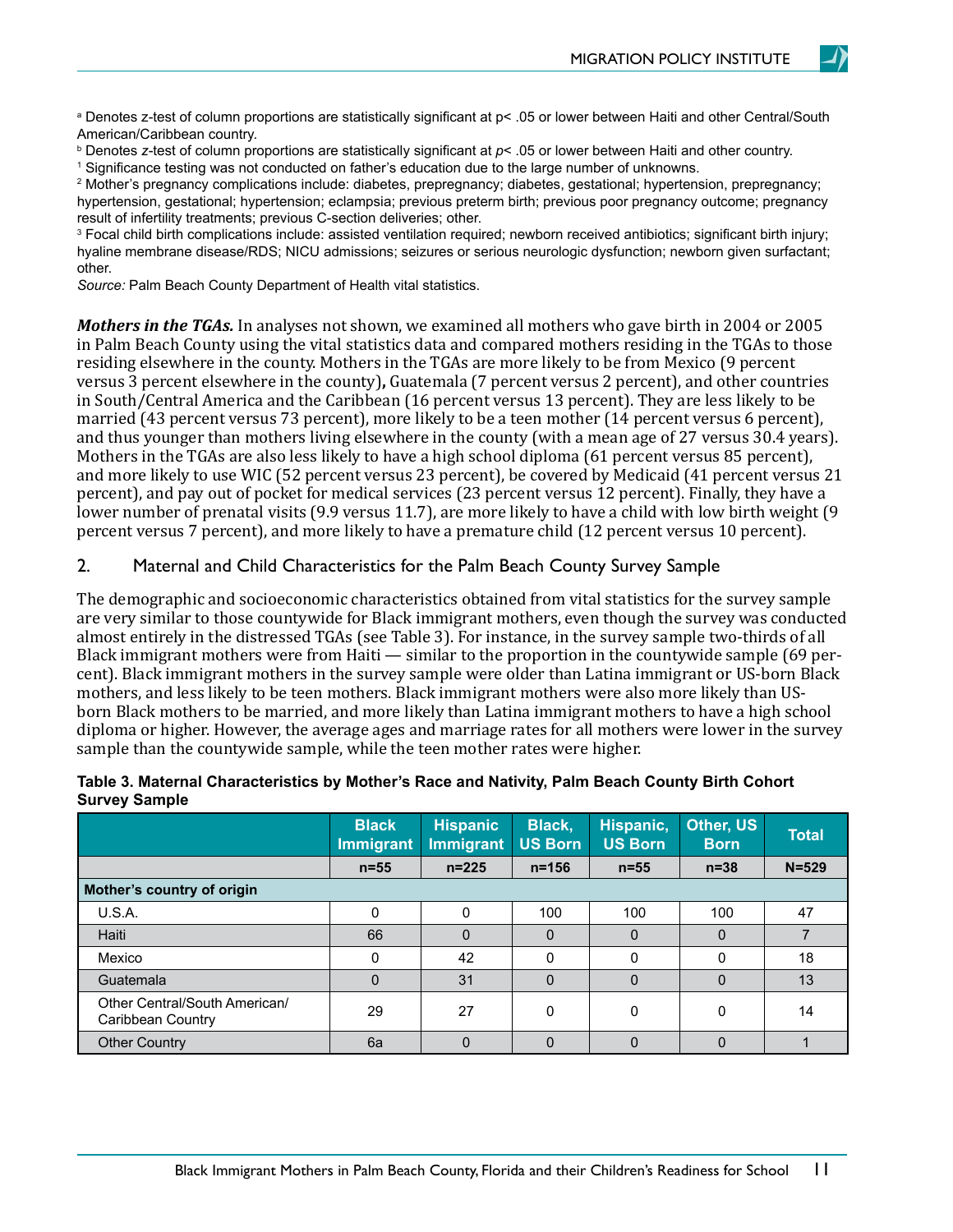[a] Denotes z-test of column proportions are statistically significant at p< .05 or lower between Haiti and other Central/South American/Caribbean country.

[b] Denotes z-test of column proportions are statistically significant at $p < .05$ or lower between Haiti and other country.

[1] Significance testing was not conducted on father's education due to the large number of unknowns.

[2] Mother's pregnancy complications include: diabetes, prepregnancy; diabetes, gestational; hypertension, prepregnancy; hypertension, gestational; hypertension; eclampsia; previous preterm birth; previous poor pregnancy outcome; pregnancy result of infertility treatments; previous C-section deliveries; other.

[3] Focal child birth complications include: assisted ventilation required; newborn received antibiotics; significant birth injury; hyaline membrane disease/RDS; NICU admissions; seizures or serious neurologic dysfunction; newborn given surfactant; other.

*Source:* Palm Beach County Department of Health vital statistics.

***Mothers in the TGAs.*** In analyses not shown, we examined all mothers who gave birth in 2004 or 2005 in Palm Beach County using the vital statistics data and compared mothers residing in the TGAs to those residing elsewhere in the county. Mothers in the TGAs are more likely to be from Mexico (9 percent versus 3 percent elsewhere in the county)**,** Guatemala (7 percent versus 2 percent), and other countries in South/Central America and the Caribbean (16 percent versus 13 percent). They are less likely to be married (43 percent versus 73 percent), more likely to be a teen mother (14 percent versus 6 percent), and thus younger than mothers living elsewhere in the county (with a mean age of 27 versus 30.4 years). Mothers in the TGAs are also less likely to have a high school diploma (61 percent versus 85 percent), and more likely to use WIC (52 percent versus 23 percent), be covered by Medicaid (41 percent versus 21 percent), and pay out of pocket for medical services (23 percent versus 12 percent). Finally, they have a lower number of prenatal visits (9.9 versus 11.7), are more likely to have a child with low birth weight (9 percent versus 7 percent), and more likely to have a premature child (12 percent versus 10 percent).

## 2. Maternal and Child Characteristics for the Palm Beach County Survey Sample

The demographic and socioeconomic characteristics obtained from vital statistics for the survey sample are very similar to those countywide for Black immigrant mothers, even though the survey was conducted almost entirely in the distressed TGAs (see Table 3). For instance, in the survey sample two-thirds of all Black immigrant mothers were from Haiti — similar to the proportion in the countywide sample (69 percent). Black immigrant mothers in the survey sample were older than Latina immigrant or US-born Black mothers, and less likely to be teen mothers. Black immigrant mothers were also more likely than US-born Black mothers to be married, and more likely than Latina immigrant mothers to have a high school diploma or higher. However, the average ages and marriage rates for all mothers were lower in the survey sample than the countywide sample, while the teen mother rates were higher.

**Table 3. Maternal Characteristics by Mother's Race and Nativity, Palm Beach County Birth Cohort Survey Sample**

| | Black Immigrant | Hispanic Immigrant | Black, US Born | Hispanic, US Born | Other, US Born | Total |
|---|---|---|---|---|---|---|
| | n=55 | n=225 | n=156 | n=55 | n=38 | N=529 |
| **Mother's country of origin** | | | | | | |
| U.S.A. | 0 | 0 | 100 | 100 | 100 | 47 |
| Haiti | 66 | 0 | 0 | 0 | 0 | 7 |
| Mexico | 0 | 42 | 0 | 0 | 0 | 18 |
| Guatemala | 0 | 31 | 0 | 0 | 0 | 13 |
| Other Central/South American/ Caribbean Country | 29 | 27 | 0 | 0 | 0 | 14 |
| Other Country | 6a | 0 | 0 | 0 | 0 | 1 |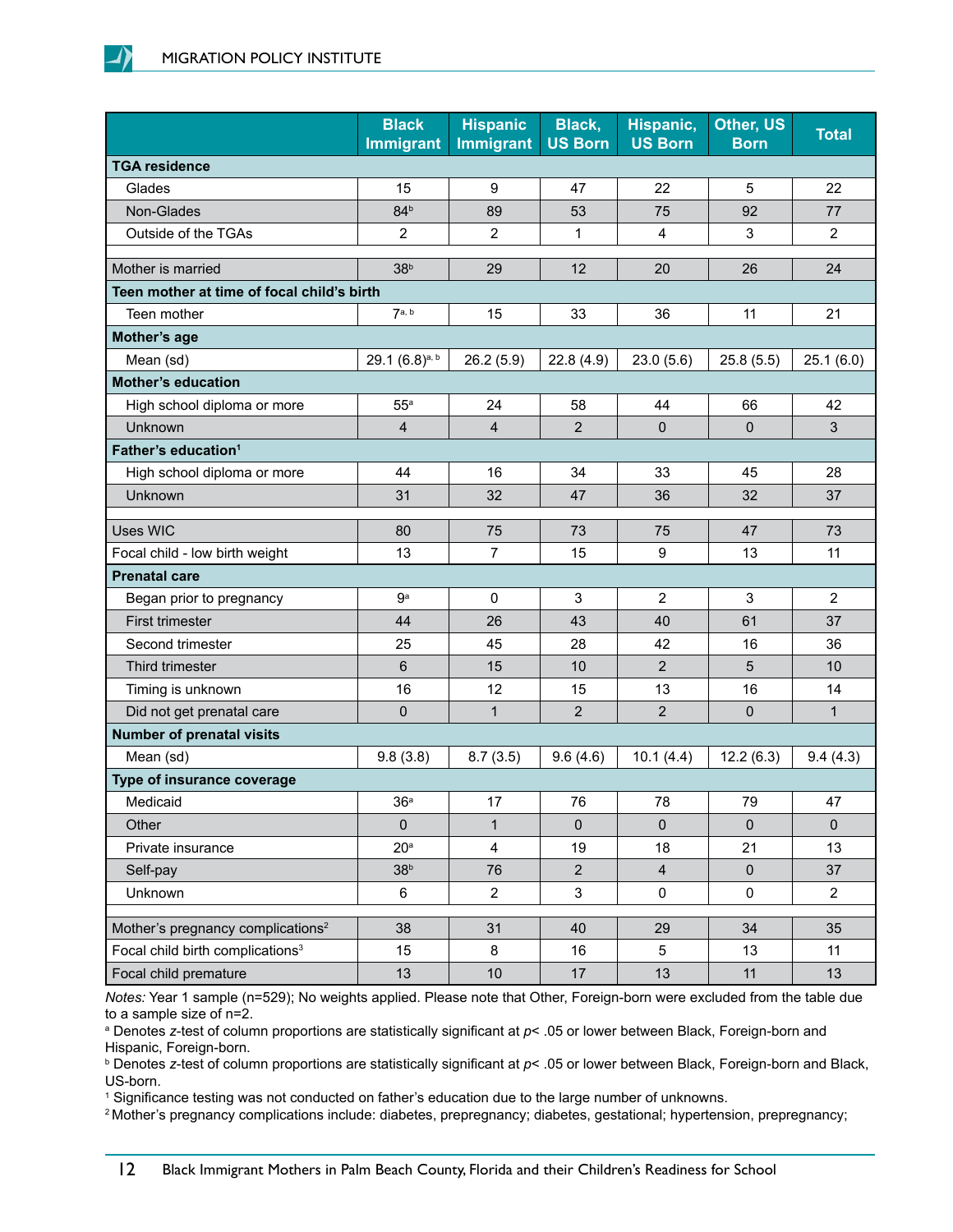| | Black Immigrant | Hispanic Immigrant | Black, US Born | Hispanic, US Born | Other, US Born | Total |
|---|---|---|---|---|---|---|
| **TGA residence** | | | | | | |
| Glades | 15 | 9 | 47 | 22 | 5 | 22 |
| Non-Glades | 84[b] | 89 | 53 | 75 | 92 | 77 |
| Outside of the TGAs | 2 | 2 | 1 | 4 | 3 | 2 |
| | | | | | | |
| Mother is married | 38[b] | 29 | 12 | 20 | 26 | 24 |
| **Teen mother at time of focal child's birth** | | | | | | |
| Teen mother | 7[a, b] | 15 | 33 | 36 | 11 | 21 |
| **Mother's age** | | | | | | |
| Mean (sd) | 29.1 (6.8)[a, b] | 26.2 (5.9) | 22.8 (4.9) | 23.0 (5.6) | 25.8 (5.5) | 25.1 (6.0) |
| **Mother's education** | | | | | | |
| High school diploma or more | 55[a] | 24 | 58 | 44 | 66 | 42 |
| Unknown | 4 | 4 | 2 | 0 | 0 | 3 |
| **Father's education**[1] | | | | | | |
| High school diploma or more | 44 | 16 | 34 | 33 | 45 | 28 |
| Unknown | 31 | 32 | 47 | 36 | 32 | 37 |
| | | | | | | |
| Uses WIC | 80 | 75 | 73 | 75 | 47 | 73 |
| Focal child - low birth weight | 13 | 7 | 15 | 9 | 13 | 11 |
| **Prenatal care** | | | | | | |
| Began prior to pregnancy | 9[a] | 0 | 3 | 2 | 3 | 2 |
| First trimester | 44 | 26 | 43 | 40 | 61 | 37 |
| Second trimester | 25 | 45 | 28 | 42 | 16 | 36 |
| Third trimester | 6 | 15 | 10 | 2 | 5 | 10 |
| Timing is unknown | 16 | 12 | 15 | 13 | 16 | 14 |
| Did not get prenatal care | 0 | 1 | 2 | 2 | 0 | 1 |
| **Number of prenatal visits** | | | | | | |
| Mean (sd) | 9.8 (3.8) | 8.7 (3.5) | 9.6 (4.6) | 10.1 (4.4) | 12.2 (6.3) | 9.4 (4.3) |
| **Type of insurance coverage** | | | | | | |
| Medicaid | 36[a] | 17 | 76 | 78 | 79 | 47 |
| Other | 0 | 1 | 0 | 0 | 0 | 0 |
| Private insurance | 20[a] | 4 | 19 | 18 | 21 | 13 |
| Self-pay | 38[b] | 76 | 2 | 4 | 0 | 37 |
| Unknown | 6 | 2 | 3 | 0 | 0 | 2 |
| | | | | | | |
| Mother's pregnancy complications[2] | 38 | 31 | 40 | 29 | 34 | 35 |
| Focal child birth complications[3] | 15 | 8 | 16 | 5 | 13 | 11 |
| Focal child premature | 13 | 10 | 17 | 13 | 11 | 13 |

*Notes:* Year 1 sample (n=529); No weights applied. Please note that Other, Foreign-born were excluded from the table due to a sample size of n=2.

[a] Denotes *z*-test of column proportions are statistically significant at $p < .05$ or lower between Black, Foreign-born and Hispanic, Foreign-born.

[b] Denotes *z*-test of column proportions are statistically significant at $p < .05$ or lower between Black, Foreign-born and Black, US-born.

[1] Significance testing was not conducted on father's education due to the large number of unknowns.

[2] Mother's pregnancy complications include: diabetes, prepregnancy; diabetes, gestational; hypertension, prepregnancy;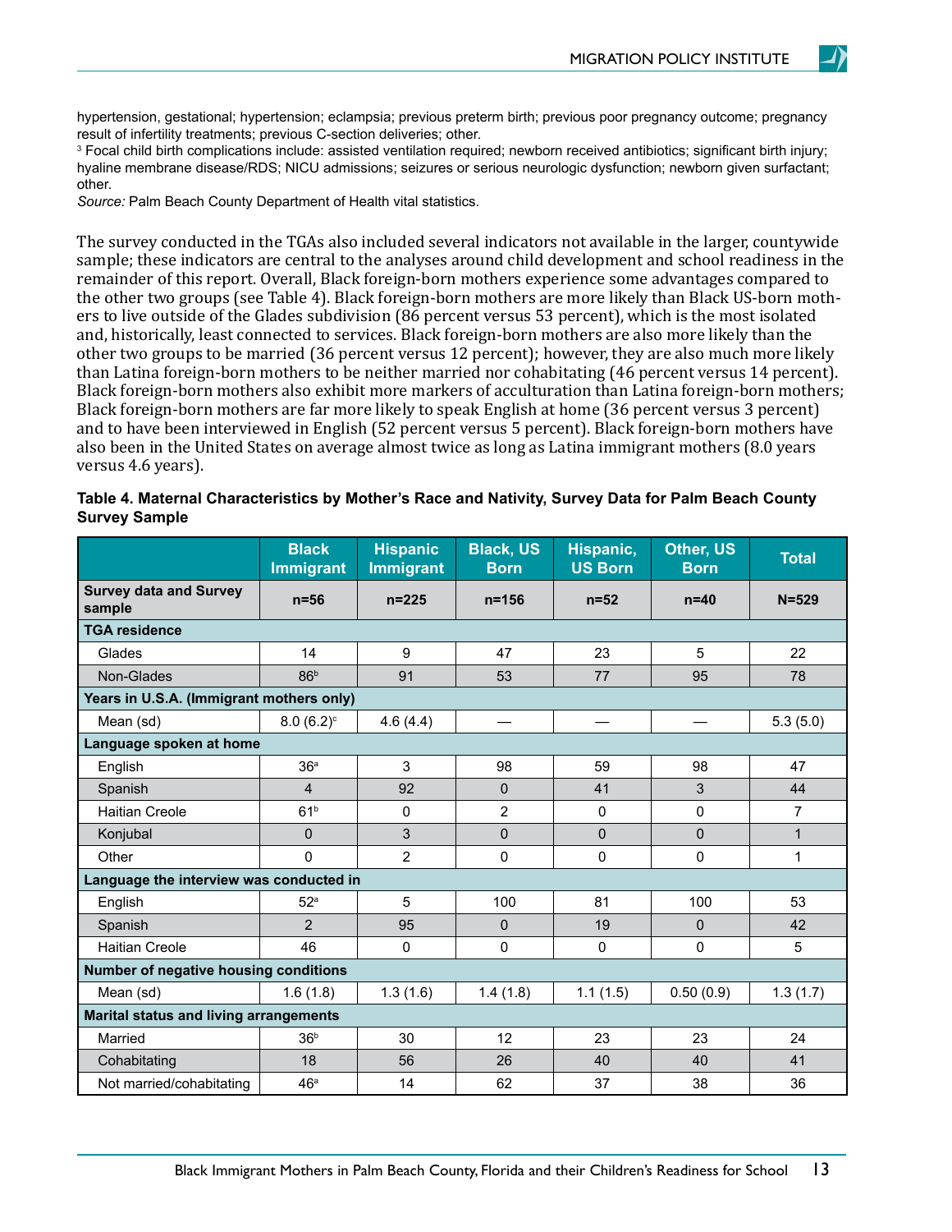hypertension, gestational; hypertension; eclampsia; previous preterm birth; previous poor pregnancy outcome; pregnancy result of infertility treatments; previous C-section deliveries; other.

[3] Focal child birth complications include: assisted ventilation required; newborn received antibiotics; significant birth injury; hyaline membrane disease/RDS; NICU admissions; seizures or serious neurologic dysfunction; newborn given surfactant; other.

*Source:* Palm Beach County Department of Health vital statistics.

The survey conducted in the TGAs also included several indicators not available in the larger, countywide sample; these indicators are central to the analyses around child development and school readiness in the remainder of this report. Overall, Black foreign-born mothers experience some advantages compared to the other two groups (see Table 4). Black foreign-born mothers are more likely than Black US-born mothers to live outside of the Glades subdivision (86 percent versus 53 percent), which is the most isolated and, historically, least connected to services. Black foreign-born mothers are also more likely than the other two groups to be married (36 percent versus 12 percent); however, they are also much more likely than Latina foreign-born mothers to be neither married nor cohabitating (46 percent versus 14 percent). Black foreign-born mothers also exhibit more markers of acculturation than Latina foreign-born mothers; Black foreign-born mothers are far more likely to speak English at home (36 percent versus 3 percent) and to have been interviewed in English (52 percent versus 5 percent). Black foreign-born mothers have also been in the United States on average almost twice as long as Latina immigrant mothers (8.0 years versus 4.6 years).

**Table 4. Maternal Characteristics by Mother's Race and Nativity, Survey Data for Palm Beach County Survey Sample**

| | Black Immigrant | Hispanic Immigrant | Black, US Born | Hispanic, US Born | Other, US Born | Total |
|---|---|---|---|---|---|---|
| **Survey data and Survey sample** | **n=56** | **n=225** | **n=156** | **n=52** | **n=40** | **N=529** |
| **TGA residence** | | | | | | |
| Glades | 14 | 9 | 47 | 23 | 5 | 22 |
| Non-Glades | 86[b] | 91 | 53 | 77 | 95 | 78 |
| **Years in U.S.A. (Immigrant mothers only)** | | | | | | |
| Mean (sd) | 8.0 (6.2)[c] | 4.6 (4.4) | — | — | — | 5.3 (5.0) |
| **Language spoken at home** | | | | | | |
| English | 36[a] | 3 | 98 | 59 | 98 | 47 |
| Spanish | 4 | 92 | 0 | 41 | 3 | 44 |
| Haitian Creole | 61[b] | 0 | 2 | 0 | 0 | 7 |
| Konjubal | 0 | 3 | 0 | 0 | 0 | 1 |
| Other | 0 | 2 | 0 | 0 | 0 | 1 |
| **Language the interview was conducted in** | | | | | | |
| English | 52[a] | 5 | 100 | 81 | 100 | 53 |
| Spanish | 2 | 95 | 0 | 19 | 0 | 42 |
| Haitian Creole | 46 | 0 | 0 | 0 | 0 | 5 |
| **Number of negative housing conditions** | | | | | | |
| Mean (sd) | 1.6 (1.8) | 1.3 (1.6) | 1.4 (1.8) | 1.1 (1.5) | 0.50 (0.9) | 1.3 (1.7) |
| **Marital status and living arrangements** | | | | | | |
| Married | 36[b] | 30 | 12 | 23 | 23 | 24 |
| Cohabitating | 18 | 56 | 26 | 40 | 40 | 41 |
| Not married/cohabitating | 46[a] | 14 | 62 | 37 | 38 | 36 |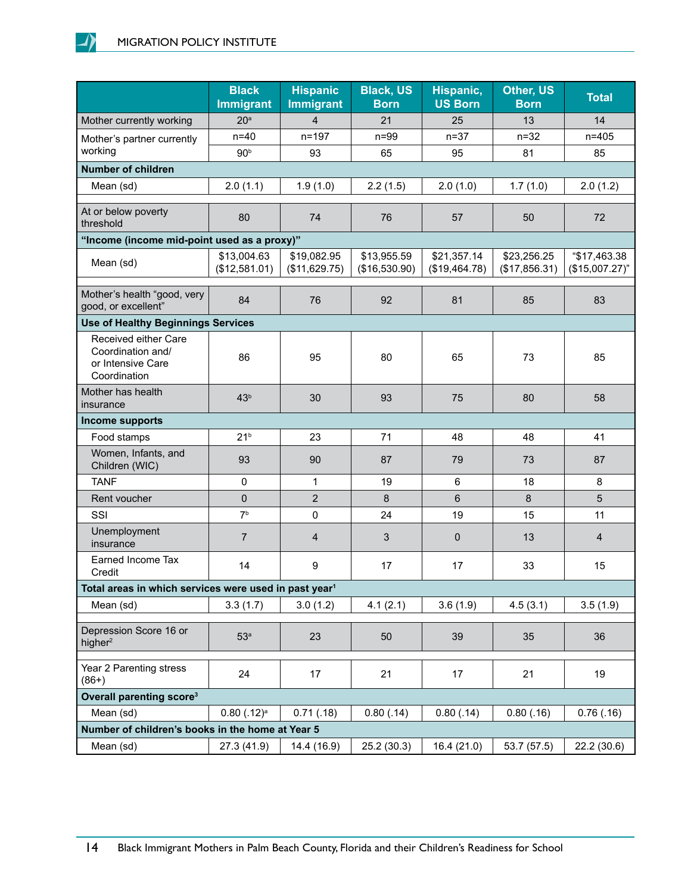| | Black Immigrant | Hispanic Immigrant | Black, US Born | Hispanic, US Born | Other, US Born | Total |
|---|---|---|---|---|---|---|
| Mother currently working | 20[a] | 4 | 21 | 25 | 13 | 14 |
| Mother's partner currently working | n=40 | n=197 | n=99 | n=37 | n=32 | n=405 |
| | 90[b] | 93 | 65 | 95 | 81 | 85 |
| **Number of children** | | | | | | |
| Mean (sd) | 2.0 (1.1) | 1.9 (1.0) | 2.2 (1.5) | 2.0 (1.0) | 1.7 (1.0) | 2.0 (1.2) |
| | | | | | | |
| At or below poverty threshold | 80 | 74 | 76 | 57 | 50 | 72 |
| **"Income (income mid-point used as a proxy)"** | | | | | | |
| Mean (sd) | $13,004.63 ($12,581.01) | $19,082.95 ($11,629.75) | $13,955.59 ($16,530.90) | $21,357.14 ($19,464.78) | $23,256.25 ($17,856.31) | "$17,463.38 ($15,007.27)" |
| | | | | | | |
| Mother's health "good, very good, or excellent" | 84 | 76 | 92 | 81 | 85 | 83 |
| **Use of Healthy Beginnings Services** | | | | | | |
| Received either Care Coordination and/ or Intensive Care Coordination | 86 | 95 | 80 | 65 | 73 | 85 |
| Mother has health insurance | 43[b] | 30 | 93 | 75 | 80 | 58 |
| **Income supports** | | | | | | |
| Food stamps | 21[b] | 23 | 71 | 48 | 48 | 41 |
| Women, Infants, and Children (WIC) | 93 | 90 | 87 | 79 | 73 | 87 |
| TANF | 0 | 1 | 19 | 6 | 18 | 8 |
| Rent voucher | 0 | 2 | 8 | 6 | 8 | 5 |
| SSI | 7[b] | 0 | 24 | 19 | 15 | 11 |
| Unemployment insurance | 7 | 4 | 3 | 0 | 13 | 4 |
| Earned Income Tax Credit | 14 | 9 | 17 | 17 | 33 | 15 |
| **Total areas in which services were used in past year[1]** | | | | | | |
| Mean (sd) | 3.3 (1.7) | 3.0 (1.2) | 4.1 (2.1) | 3.6 (1.9) | 4.5 (3.1) | 3.5 (1.9) |
| | | | | | | |
| Depression Score 16 or higher[2] | 53[a] | 23 | 50 | 39 | 35 | 36 |
| | | | | | | |
| Year 2 Parenting stress (86+) | 24 | 17 | 21 | 17 | 21 | 19 |
| **Overall parenting score[3]** | | | | | | |
| Mean (sd) | 0.80 (.12)[a] | 0.71 (.18) | 0.80 (.14) | 0.80 (.14) | 0.80 (.16) | 0.76 (.16) |
| **Number of children's books in the home at Year 5** | | | | | | |
| Mean (sd) | 27.3 (41.9) | 14.4 (16.9) | 25.2 (30.3) | 16.4 (21.0) | 53.7 (57.5) | 22.2 (30.6) |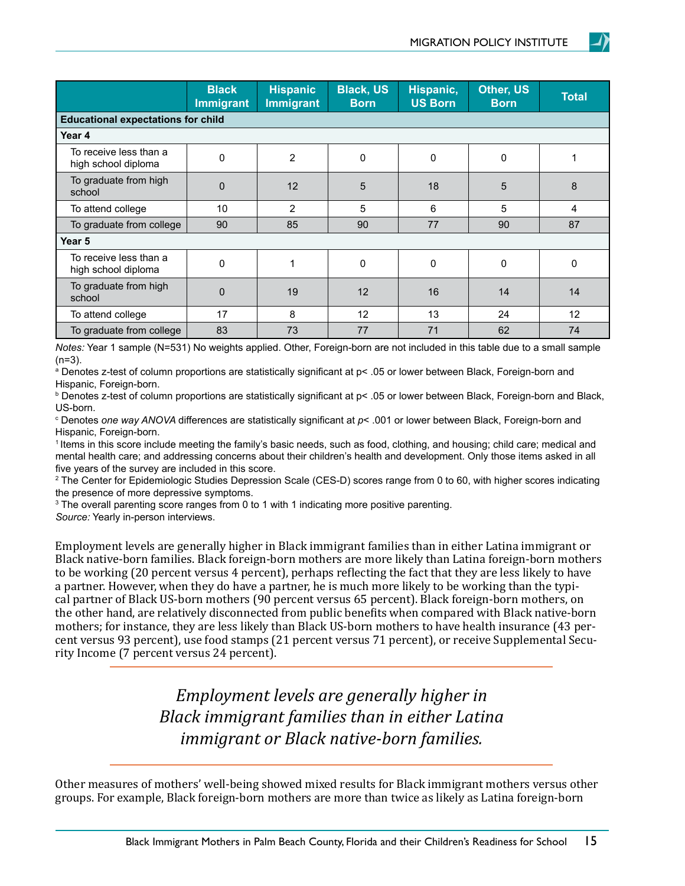| | Black Immigrant | Hispanic Immigrant | Black, US Born | Hispanic, US Born | Other, US Born | Total |
|---|---|---|---|---|---|---|
| **Educational expectations for child** | | | | | | |
| **Year 4** | | | | | | |
| To receive less than a high school diploma | 0 | 2 | 0 | 0 | 0 | 1 |
| To graduate from high school | 0 | 12 | 5 | 18 | 5 | 8 |
| To attend college | 10 | 2 | 5 | 6 | 5 | 4 |
| To graduate from college | 90 | 85 | 90 | 77 | 90 | 87 |
| **Year 5** | | | | | | |
| To receive less than a high school diploma | 0 | 1 | 0 | 0 | 0 | 0 |
| To graduate from high school | 0 | 19 | 12 | 16 | 14 | 14 |
| To attend college | 17 | 8 | 12 | 13 | 24 | 12 |
| To graduate from college | 83 | 73 | 77 | 71 | 62 | 74 |

*Notes:* Year 1 sample (N=531) No weights applied. Other, Foreign-born are not included in this table due to a small sample (n=3).

[a] Denotes z-test of column proportions are statistically significant at p< .05 or lower between Black, Foreign-born and Hispanic, Foreign-born.

[b] Denotes z-test of column proportions are statistically significant at p< .05 or lower between Black, Foreign-born and Black, US-born.

[c] Denotes *one way ANOVA* differences are statistically significant at *p*< .001 or lower between Black, Foreign-born and Hispanic, Foreign-born.

[1] Items in this score include meeting the family's basic needs, such as food, clothing, and housing; child care; medical and mental health care; and addressing concerns about their children's health and development. Only those items asked in all five years of the survey are included in this score.

[2] The Center for Epidemiologic Studies Depression Scale (CES-D) scores range from 0 to 60, with higher scores indicating the presence of more depressive symptoms.

[3] The overall parenting score ranges from 0 to 1 with 1 indicating more positive parenting.

*Source:* Yearly in-person interviews.

Employment levels are generally higher in Black immigrant families than in either Latina immigrant or Black native-born families. Black foreign-born mothers are more likely than Latina foreign-born mothers to be working (20 percent versus 4 percent), perhaps reflecting the fact that they are less likely to have a partner. However, when they do have a partner, he is much more likely to be working than the typical partner of Black US-born mothers (90 percent versus 65 percent). Black foreign-born mothers, on the other hand, are relatively disconnected from public benefits when compared with Black native-born mothers; for instance, they are less likely than Black US-born mothers to have health insurance (43 percent versus 93 percent), use food stamps (21 percent versus 71 percent), or receive Supplemental Security Income (7 percent versus 24 percent).

> *Employment levels are generally higher in Black immigrant families than in either Latina immigrant or Black native-born families.*

Other measures of mothers' well-being showed mixed results for Black immigrant mothers versus other groups. For example, Black foreign-born mothers are more than twice as likely as Latina foreign-born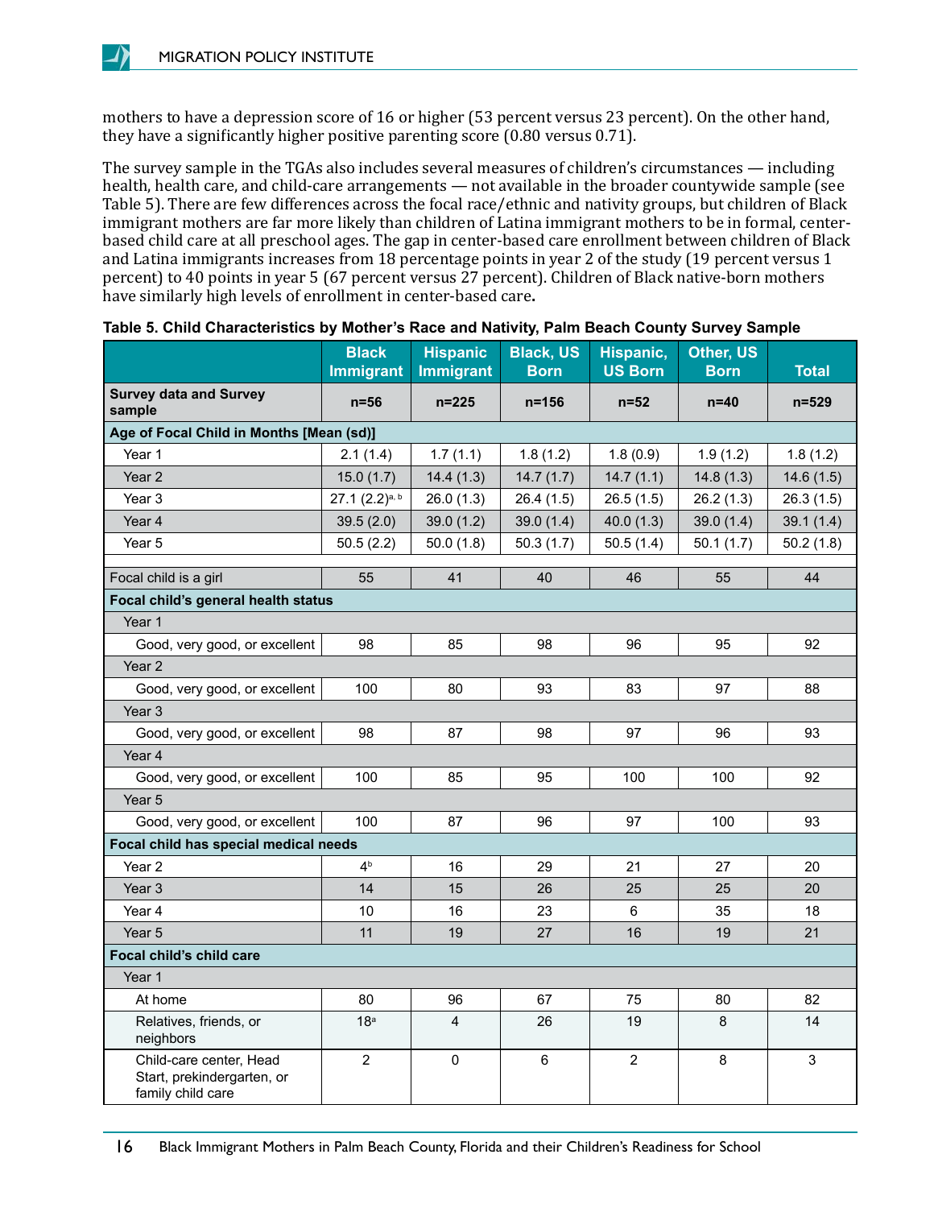mothers to have a depression score of 16 or higher (53 percent versus 23 percent). On the other hand, they have a significantly higher positive parenting score (0.80 versus 0.71).

The survey sample in the TGAs also includes several measures of children's circumstances — including health, health care, and child-care arrangements — not available in the broader countywide sample (see Table 5). There are few differences across the focal race/ethnic and nativity groups, but children of Black immigrant mothers are far more likely than children of Latina immigrant mothers to be in formal, center-based child care at all preschool ages. The gap in center-based care enrollment between children of Black and Latina immigrants increases from 18 percentage points in year 2 of the study (19 percent versus 1 percent) to 40 points in year 5 (67 percent versus 27 percent). Children of Black native-born mothers have similarly high levels of enrollment in center-based care.

**Table 5. Child Characteristics by Mother's Race and Nativity, Palm Beach County Survey Sample**

| | Black Immigrant | Hispanic Immigrant | Black, US Born | Hispanic, US Born | Other, US Born | Total |
|---|---|---|---|---|---|---|
| **Survey data and Survey sample** | **n=56** | **n=225** | **n=156** | **n=52** | **n=40** | **n=529** |
| **Age of Focal Child in Months [Mean (sd)]** | | | | | | |
| Year 1 | 2.1 (1.4) | 1.7 (1.1) | 1.8 (1.2) | 1.8 (0.9) | 1.9 (1.2) | 1.8 (1.2) |
| Year 2 | 15.0 (1.7) | 14.4 (1.3) | 14.7 (1.7) | 14.7 (1.1) | 14.8 (1.3) | 14.6 (1.5) |
| Year 3 | 27.1 (2.2)[a, b] | 26.0 (1.3) | 26.4 (1.5) | 26.5 (1.5) | 26.2 (1.3) | 26.3 (1.5) |
| Year 4 | 39.5 (2.0) | 39.0 (1.2) | 39.0 (1.4) | 40.0 (1.3) | 39.0 (1.4) | 39.1 (1.4) |
| Year 5 | 50.5 (2.2) | 50.0 (1.8) | 50.3 (1.7) | 50.5 (1.4) | 50.1 (1.7) | 50.2 (1.8) |
| | | | | | | |
| Focal child is a girl | 55 | 41 | 40 | 46 | 55 | 44 |
| **Focal child's general health status** | | | | | | |
| Year 1 | | | | | | |
| Good, very good, or excellent | 98 | 85 | 98 | 96 | 95 | 92 |
| Year 2 | | | | | | |
| Good, very good, or excellent | 100 | 80 | 93 | 83 | 97 | 88 |
| Year 3 | | | | | | |
| Good, very good, or excellent | 98 | 87 | 98 | 97 | 96 | 93 |
| Year 4 | | | | | | |
| Good, very good, or excellent | 100 | 85 | 95 | 100 | 100 | 92 |
| Year 5 | | | | | | |
| Good, very good, or excellent | 100 | 87 | 96 | 97 | 100 | 93 |
| **Focal child has special medical needs** | | | | | | |
| Year 2 | 4[b] | 16 | 29 | 21 | 27 | 20 |
| Year 3 | 14 | 15 | 26 | 25 | 25 | 20 |
| Year 4 | 10 | 16 | 23 | 6 | 35 | 18 |
| Year 5 | 11 | 19 | 27 | 16 | 19 | 21 |
| **Focal child's child care** | | | | | | |
| Year 1 | | | | | | |
| At home | 80 | 96 | 67 | 75 | 80 | 82 |
| Relatives, friends, or neighbors | 18[a] | 4 | 26 | 19 | 8 | 14 |
| Child-care center, Head Start, prekindergarten, or family child care | 2 | 0 | 6 | 2 | 8 | 3 |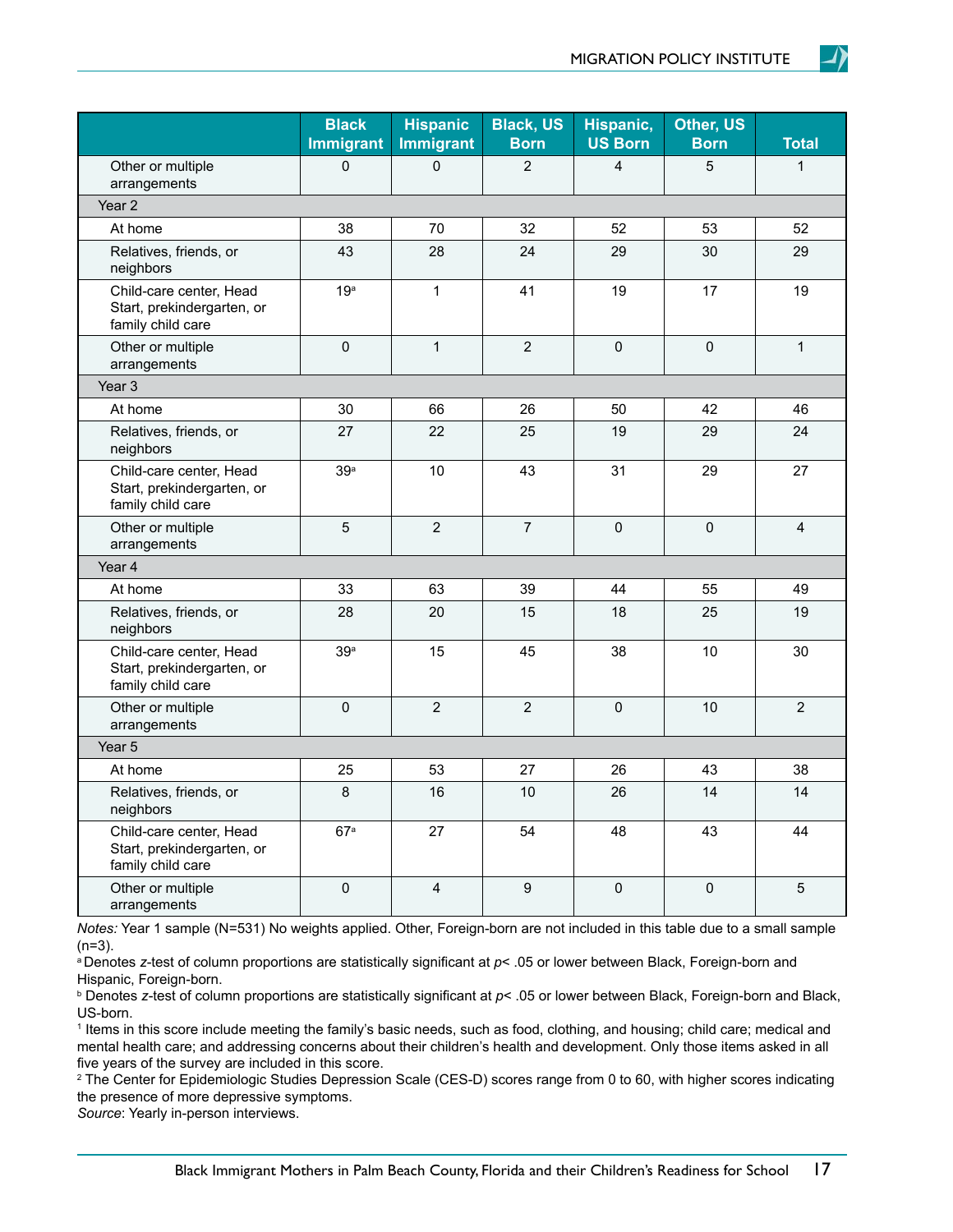| | Black Immigrant | Hispanic Immigrant | Black, US Born | Hispanic, US Born | Other, US Born | Total |
|---|---|---|---|---|---|---|
| Other or multiple arrangements | 0 | 0 | 2 | 4 | 5 | 1 |
| Year 2 | | | | | | |
| At home | 38 | 70 | 32 | 52 | 53 | 52 |
| Relatives, friends, or neighbors | 43 | 28 | 24 | 29 | 30 | 29 |
| Child-care center, Head Start, prekindergarten, or family child care | 19[a] | 1 | 41 | 19 | 17 | 19 |
| Other or multiple arrangements | 0 | 1 | 2 | 0 | 0 | 1 |
| Year 3 | | | | | | |
| At home | 30 | 66 | 26 | 50 | 42 | 46 |
| Relatives, friends, or neighbors | 27 | 22 | 25 | 19 | 29 | 24 |
| Child-care center, Head Start, prekindergarten, or family child care | 39[a] | 10 | 43 | 31 | 29 | 27 |
| Other or multiple arrangements | 5 | 2 | 7 | 0 | 0 | 4 |
| Year 4 | | | | | | |
| At home | 33 | 63 | 39 | 44 | 55 | 49 |
| Relatives, friends, or neighbors | 28 | 20 | 15 | 18 | 25 | 19 |
| Child-care center, Head Start, prekindergarten, or family child care | 39[a] | 15 | 45 | 38 | 10 | 30 |
| Other or multiple arrangements | 0 | 2 | 2 | 0 | 10 | 2 |
| Year 5 | | | | | | |
| At home | 25 | 53 | 27 | 26 | 43 | 38 |
| Relatives, friends, or neighbors | 8 | 16 | 10 | 26 | 14 | 14 |
| Child-care center, Head Start, prekindergarten, or family child care | 67[a] | 27 | 54 | 48 | 43 | 44 |
| Other or multiple arrangements | 0 | 4 | 9 | 0 | 0 | 5 |

*Notes:* Year 1 sample (N=531) No weights applied. Other, Foreign-born are not included in this table due to a small sample (n=3).

[a] Denotes *z*-test of column proportions are statistically significant at $p < .05$ or lower between Black, Foreign-born and Hispanic, Foreign-born.

[b] Denotes *z*-test of column proportions are statistically significant at $p < .05$ or lower between Black, Foreign-born and Black, US-born.

[1] Items in this score include meeting the family's basic needs, such as food, clothing, and housing; child care; medical and mental health care; and addressing concerns about their children's health and development. Only those items asked in all five years of the survey are included in this score.

[2] The Center for Epidemiologic Studies Depression Scale (CES-D) scores range from 0 to 60, with higher scores indicating the presence of more depressive symptoms.

*Source*: Yearly in-person interviews.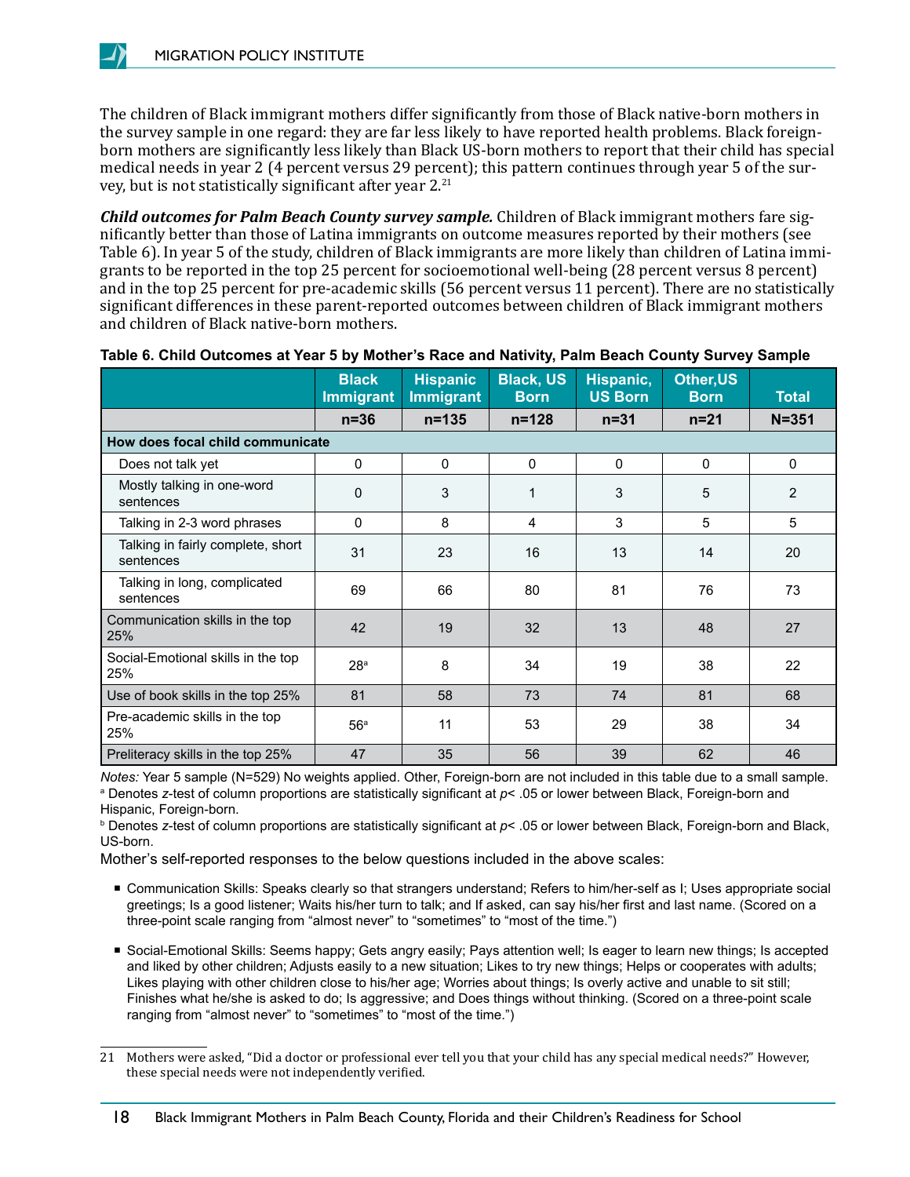The children of Black immigrant mothers differ significantly from those of Black native-born mothers in the survey sample in one regard: they are far less likely to have reported health problems. Black foreign-born mothers are significantly less likely than Black US-born mothers to report that their child has special medical needs in year 2 (4 percent versus 29 percent); this pattern continues through year 5 of the survey, but is not statistically significant after year 2.[21]

***Child outcomes for Palm Beach County survey sample.*** Children of Black immigrant mothers fare significantly better than those of Latina immigrants on outcome measures reported by their mothers (see Table 6). In year 5 of the study, children of Black immigrants are more likely than children of Latina immigrants to be reported in the top 25 percent for socioemotional well-being (28 percent versus 8 percent) and in the top 25 percent for pre-academic skills (56 percent versus 11 percent). There are no statistically significant differences in these parent-reported outcomes between children of Black immigrant mothers and children of Black native-born mothers.

**Table 6. Child Outcomes at Year 5 by Mother's Race and Nativity, Palm Beach County Survey Sample**

| | Black Immigrant | Hispanic Immigrant | Black, US Born | Hispanic, US Born | Other,US Born | Total |
|---|---|---|---|---|---|---|
| | n=36 | n=135 | n=128 | n=31 | n=21 | N=351 |
| **How does focal child communicate** | | | | | | |
| Does not talk yet | 0 | 0 | 0 | 0 | 0 | 0 |
| Mostly talking in one-word sentences | 0 | 3 | 1 | 3 | 5 | 2 |
| Talking in 2-3 word phrases | 0 | 8 | 4 | 3 | 5 | 5 |
| Talking in fairly complete, short sentences | 31 | 23 | 16 | 13 | 14 | 20 |
| Talking in long, complicated sentences | 69 | 66 | 80 | 81 | 76 | 73 |
| Communication skills in the top 25% | 42 | 19 | 32 | 13 | 48 | 27 |
| Social-Emotional skills in the top 25% | 28[a] | 8 | 34 | 19 | 38 | 22 |
| Use of book skills in the top 25% | 81 | 58 | 73 | 74 | 81 | 68 |
| Pre-academic skills in the top 25% | 56[a] | 11 | 53 | 29 | 38 | 34 |
| Preliteracy skills in the top 25% | 47 | 35 | 56 | 39 | 62 | 46 |

*Notes:* Year 5 sample (N=529) No weights applied. Other, Foreign-born are not included in this table due to a small sample.
[a] Denotes *z*-test of column proportions are statistically significant at $p < .05$ or lower between Black, Foreign-born and Hispanic, Foreign-born.
[b] Denotes *z*-test of column proportions are statistically significant at $p < .05$ or lower between Black, Foreign-born and Black, US-born.

Mother's self-reported responses to the below questions included in the above scales:

- Communication Skills: Speaks clearly so that strangers understand; Refers to him/her-self as I; Uses appropriate social greetings; Is a good listener; Waits his/her turn to talk; and If asked, can say his/her first and last name. (Scored on a three-point scale ranging from "almost never" to "sometimes" to "most of the time.")
- Social-Emotional Skills: Seems happy; Gets angry easily; Pays attention well; Is eager to learn new things; Is accepted and liked by other children; Adjusts easily to a new situation; Likes to try new things; Helps or cooperates with adults; Likes playing with other children close to his/her age; Worries about things; Is overly active and unable to sit still; Finishes what he/she is asked to do; Is aggressive; and Does things without thinking. (Scored on a three-point scale ranging from "almost never" to "sometimes" to "most of the time.")

---

21 Mothers were asked, "Did a doctor or professional ever tell you that your child has any special medical needs?" However, these special needs were not independently verified.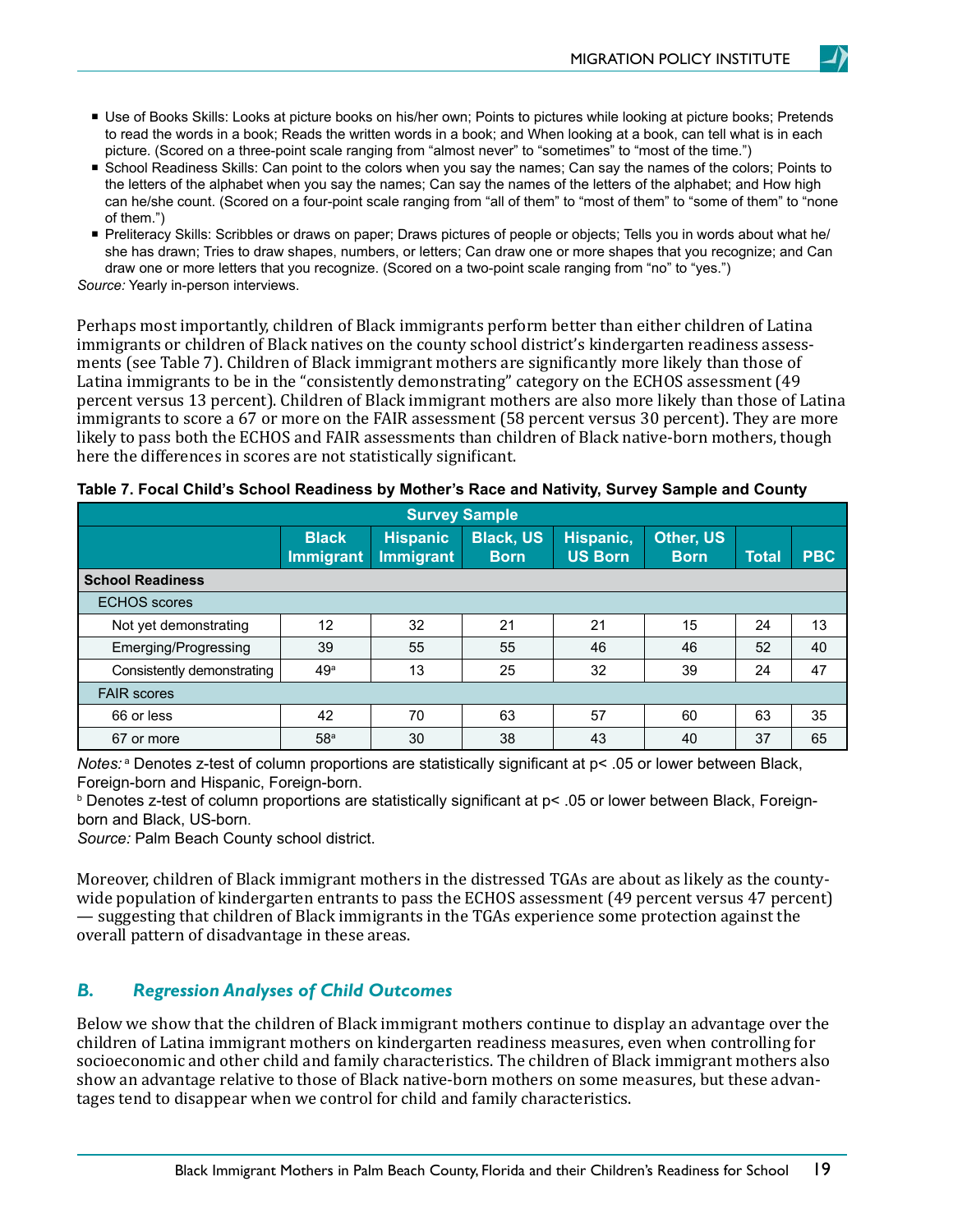- Use of Books Skills: Looks at picture books on his/her own; Points to pictures while looking at picture books; Pretends to read the words in a book; Reads the written words in a book; and When looking at a book, can tell what is in each picture. (Scored on a three-point scale ranging from "almost never" to "sometimes" to "most of the time.")
- School Readiness Skills: Can point to the colors when you say the names; Can say the names of the colors; Points to the letters of the alphabet when you say the names; Can say the names of the letters of the alphabet; and How high can he/she count. (Scored on a four-point scale ranging from "all of them" to "most of them" to "some of them" to "none of them.")
- Preliteracy Skills: Scribbles or draws on paper; Draws pictures of people or objects; Tells you in words about what he/she has drawn; Tries to draw shapes, numbers, or letters; Can draw one or more shapes that you recognize; and Can draw one or more letters that you recognize. (Scored on a two-point scale ranging from "no" to "yes.")

*Source:* Yearly in-person interviews.

Perhaps most importantly, children of Black immigrants perform better than either children of Latina immigrants or children of Black natives on the county school district's kindergarten readiness assessments (see Table 7). Children of Black immigrant mothers are significantly more likely than those of Latina immigrants to be in the "consistently demonstrating" category on the ECHOS assessment (49 percent versus 13 percent). Children of Black immigrant mothers are also more likely than those of Latina immigrants to score a 67 or more on the FAIR assessment (58 percent versus 30 percent). They are more likely to pass both the ECHOS and FAIR assessments than children of Black native-born mothers, though here the differences in scores are not statistically significant.

**Table 7. Focal Child's School Readiness by Mother's Race and Nativity, Survey Sample and County**

| | Survey Sample | | | | | | |
|---|---|---|---|---|---|---|---|
| | Black Immigrant | Hispanic Immigrant | Black, US Born | Hispanic, US Born | Other, US Born | Total | PBC |
| **School Readiness** | | | | | | | |
| ECHOS scores | | | | | | | |
| Not yet demonstrating | 12 | 32 | 21 | 21 | 15 | 24 | 13 |
| Emerging/Progressing | 39 | 55 | 55 | 46 | 46 | 52 | 40 |
| Consistently demonstrating | 49[a] | 13 | 25 | 32 | 39 | 24 | 47 |
| FAIR scores | | | | | | | |
| 66 or less | 42 | 70 | 63 | 57 | 60 | 63 | 35 |
| 67 or more | 58[a] | 30 | 38 | 43 | 40 | 37 | 65 |

*Notes:* [a] Denotes z-test of column proportions are statistically significant at p< .05 or lower between Black, Foreign-born and Hispanic, Foreign-born.
[b] Denotes z-test of column proportions are statistically significant at p< .05 or lower between Black, Foreign-born and Black, US-born.
*Source:* Palm Beach County school district.

Moreover, children of Black immigrant mothers in the distressed TGAs are about as likely as the county-wide population of kindergarten entrants to pass the ECHOS assessment (49 percent versus 47 percent) — suggesting that children of Black immigrants in the TGAs experience some protection against the overall pattern of disadvantage in these areas.

## B. Regression Analyses of Child Outcomes

Below we show that the children of Black immigrant mothers continue to display an advantage over the children of Latina immigrant mothers on kindergarten readiness measures, even when controlling for socioeconomic and other child and family characteristics. The children of Black immigrant mothers also show an advantage relative to those of Black native-born mothers on some measures, but these advantages tend to disappear when we control for child and family characteristics.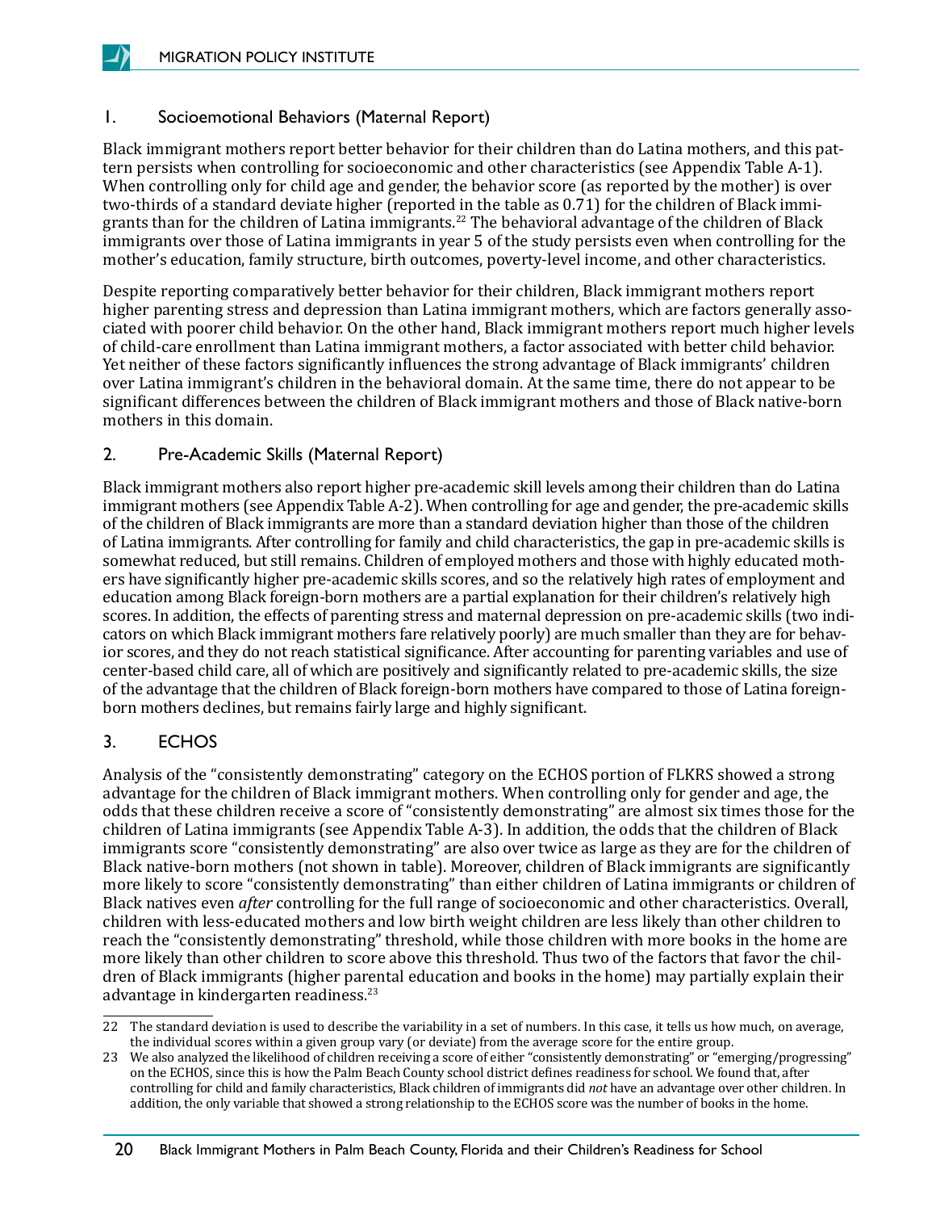### 1. Socioemotional Behaviors (Maternal Report)

Black immigrant mothers report better behavior for their children than do Latina mothers, and this pattern persists when controlling for socioeconomic and other characteristics (see Appendix Table A-1). When controlling only for child age and gender, the behavior score (as reported by the mother) is over two-thirds of a standard deviate higher (reported in the table as 0.71) for the children of Black immigrants than for the children of Latina immigrants.[22] The behavioral advantage of the children of Black immigrants over those of Latina immigrants in year 5 of the study persists even when controlling for the mother's education, family structure, birth outcomes, poverty-level income, and other characteristics.

Despite reporting comparatively better behavior for their children, Black immigrant mothers report higher parenting stress and depression than Latina immigrant mothers, which are factors generally associated with poorer child behavior. On the other hand, Black immigrant mothers report much higher levels of child-care enrollment than Latina immigrant mothers, a factor associated with better child behavior. Yet neither of these factors significantly influences the strong advantage of Black immigrants' children over Latina immigrant's children in the behavioral domain. At the same time, there do not appear to be significant differences between the children of Black immigrant mothers and those of Black native-born mothers in this domain.

### 2. Pre-Academic Skills (Maternal Report)

Black immigrant mothers also report higher pre-academic skill levels among their children than do Latina immigrant mothers (see Appendix Table A-2). When controlling for age and gender, the pre-academic skills of the children of Black immigrants are more than a standard deviation higher than those of the children of Latina immigrants. After controlling for family and child characteristics, the gap in pre-academic skills is somewhat reduced, but still remains. Children of employed mothers and those with highly educated mothers have significantly higher pre-academic skills scores, and so the relatively high rates of employment and education among Black foreign-born mothers are a partial explanation for their children's relatively high scores. In addition, the effects of parenting stress and maternal depression on pre-academic skills (two indicators on which Black immigrant mothers fare relatively poorly) are much smaller than they are for behavior scores, and they do not reach statistical significance. After accounting for parenting variables and use of center-based child care, all of which are positively and significantly related to pre-academic skills, the size of the advantage that the children of Black foreign-born mothers have compared to those of Latina foreign-born mothers declines, but remains fairly large and highly significant.

### 3. ECHOS

Analysis of the "consistently demonstrating" category on the ECHOS portion of FLKRS showed a strong advantage for the children of Black immigrant mothers. When controlling only for gender and age, the odds that these children receive a score of "consistently demonstrating" are almost six times those for the children of Latina immigrants (see Appendix Table A-3). In addition, the odds that the children of Black immigrants score "consistently demonstrating" are also over twice as large as they are for the children of Black native-born mothers (not shown in table). Moreover, children of Black immigrants are significantly more likely to score "consistently demonstrating" than either children of Latina immigrants or children of Black natives even *after* controlling for the full range of socioeconomic and other characteristics. Overall, children with less-educated mothers and low birth weight children are less likely than other children to reach the "consistently demonstrating" threshold, while those children with more books in the home are more likely than other children to score above this threshold. Thus two of the factors that favor the children of Black immigrants (higher parental education and books in the home) may partially explain their advantage in kindergarten readiness.[23]

---

22 The standard deviation is used to describe the variability in a set of numbers. In this case, it tells us how much, on average, the individual scores within a given group vary (or deviate) from the average score for the entire group.

23 We also analyzed the likelihood of children receiving a score of either "consistently demonstrating" or "emerging/progressing" on the ECHOS, since this is how the Palm Beach County school district defines readiness for school. We found that, after controlling for child and family characteristics, Black children of immigrants did *not* have an advantage over other children. In addition, the only variable that showed a strong relationship to the ECHOS score was the number of books in the home.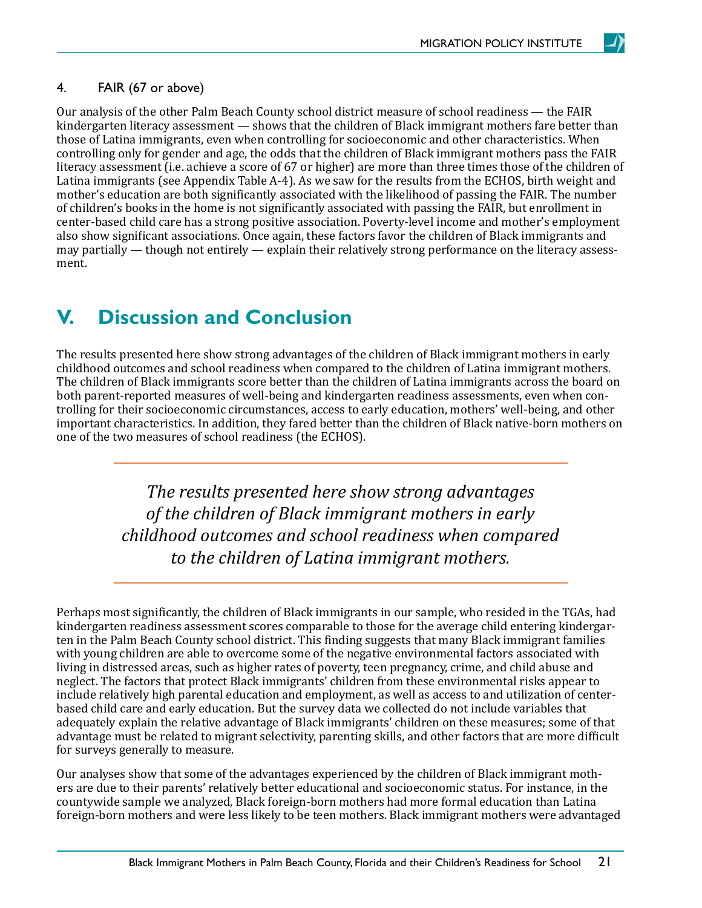4. FAIR (67 or above)

Our analysis of the other Palm Beach County school district measure of school readiness — the FAIR kindergarten literacy assessment — shows that the children of Black immigrant mothers fare better than those of Latina immigrants, even when controlling for socioeconomic and other characteristics. When controlling only for gender and age, the odds that the children of Black immigrant mothers pass the FAIR literacy assessment (i.e. achieve a score of 67 or higher) are more than three times those of the children of Latina immigrants (see Appendix Table A-4). As we saw for the results from the ECHOS, birth weight and mother's education are both significantly associated with the likelihood of passing the FAIR. The number of children's books in the home is not significantly associated with passing the FAIR, but enrollment in center-based child care has a strong positive association. Poverty-level income and mother's employment also show significant associations. Once again, these factors favor the children of Black immigrants and may partially — though not entirely — explain their relatively strong performance on the literacy assessment.

# V. Discussion and Conclusion

The results presented here show strong advantages of the children of Black immigrant mothers in early childhood outcomes and school readiness when compared to the children of Latina immigrant mothers. The children of Black immigrants score better than the children of Latina immigrants across the board on both parent-reported measures of well-being and kindergarten readiness assessments, even when controlling for their socioeconomic circumstances, access to early education, mothers' well-being, and other important characteristics. In addition, they fared better than the children of Black native-born mothers on one of the two measures of school readiness (the ECHOS).

> *The results presented here show strong advantages of the children of Black immigrant mothers in early childhood outcomes and school readiness when compared to the children of Latina immigrant mothers.*

Perhaps most significantly, the children of Black immigrants in our sample, who resided in the TGAs, had kindergarten readiness assessment scores comparable to those for the average child entering kindergarten in the Palm Beach County school district. This finding suggests that many Black immigrant families with young children are able to overcome some of the negative environmental factors associated with living in distressed areas, such as higher rates of poverty, teen pregnancy, crime, and child abuse and neglect. The factors that protect Black immigrants' children from these environmental risks appear to include relatively high parental education and employment, as well as access to and utilization of center-based child care and early education. But the survey data we collected do not include variables that adequately explain the relative advantage of Black immigrants' children on these measures; some of that advantage must be related to migrant selectivity, parenting skills, and other factors that are more difficult for surveys generally to measure.

Our analyses show that some of the advantages experienced by the children of Black immigrant mothers are due to their parents' relatively better educational and socioeconomic status. For instance, in the countywide sample we analyzed, Black foreign-born mothers had more formal education than Latina foreign-born mothers and were less likely to be teen mothers. Black immigrant mothers were advantaged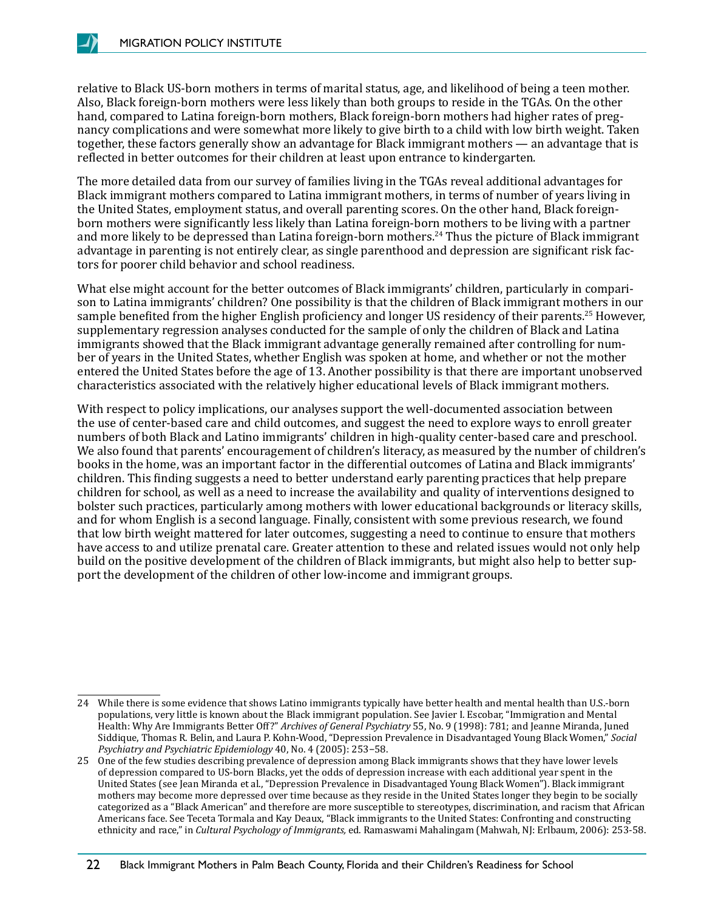relative to Black US-born mothers in terms of marital status, age, and likelihood of being a teen mother. Also, Black foreign-born mothers were less likely than both groups to reside in the TGAs. On the other hand, compared to Latina foreign-born mothers, Black foreign-born mothers had higher rates of pregnancy complications and were somewhat more likely to give birth to a child with low birth weight. Taken together, these factors generally show an advantage for Black immigrant mothers — an advantage that is reflected in better outcomes for their children at least upon entrance to kindergarten.

The more detailed data from our survey of families living in the TGAs reveal additional advantages for Black immigrant mothers compared to Latina immigrant mothers, in terms of number of years living in the United States, employment status, and overall parenting scores. On the other hand, Black foreign-born mothers were significantly less likely than Latina foreign-born mothers to be living with a partner and more likely to be depressed than Latina foreign-born mothers.[24] Thus the picture of Black immigrant advantage in parenting is not entirely clear, as single parenthood and depression are significant risk factors for poorer child behavior and school readiness.

What else might account for the better outcomes of Black immigrants' children, particularly in comparison to Latina immigrants' children? One possibility is that the children of Black immigrant mothers in our sample benefited from the higher English proficiency and longer US residency of their parents.[25] However, supplementary regression analyses conducted for the sample of only the children of Black and Latina immigrants showed that the Black immigrant advantage generally remained after controlling for number of years in the United States, whether English was spoken at home, and whether or not the mother entered the United States before the age of 13. Another possibility is that there are important unobserved characteristics associated with the relatively higher educational levels of Black immigrant mothers.

With respect to policy implications, our analyses support the well-documented association between the use of center-based care and child outcomes, and suggest the need to explore ways to enroll greater numbers of both Black and Latino immigrants' children in high-quality center-based care and preschool. We also found that parents' encouragement of children's literacy, as measured by the number of children's books in the home, was an important factor in the differential outcomes of Latina and Black immigrants' children. This finding suggests a need to better understand early parenting practices that help prepare children for school, as well as a need to increase the availability and quality of interventions designed to bolster such practices, particularly among mothers with lower educational backgrounds or literacy skills, and for whom English is a second language. Finally, consistent with some previous research, we found that low birth weight mattered for later outcomes, suggesting a need to continue to ensure that mothers have access to and utilize prenatal care. Greater attention to these and related issues would not only help build on the positive development of the children of Black immigrants, but might also help to better support the development of the children of other low-income and immigrant groups.

---

24 While there is some evidence that shows Latino immigrants typically have better health and mental health than U.S.-born populations, very little is known about the Black immigrant population. See Javier I. Escobar, "Immigration and Mental Health: Why Are Immigrants Better Off?" *Archives of General Psychiatry* 55, No. 9 (1998): 781; and Jeanne Miranda, Juned Siddique, Thomas R. Belin, and Laura P. Kohn-Wood, "Depression Prevalence in Disadvantaged Young Black Women," *Social Psychiatry and Psychiatric Epidemiology* 40, No. 4 (2005): 253–58.

25 One of the few studies describing prevalence of depression among Black immigrants shows that they have lower levels of depression compared to US-born Blacks, yet the odds of depression increase with each additional year spent in the United States (see Jean Miranda et al., "Depression Prevalence in Disadvantaged Young Black Women"). Black immigrant mothers may become more depressed over time because as they reside in the United States longer they begin to be socially categorized as a "Black American" and therefore are more susceptible to stereotypes, discrimination, and racism that African Americans face. See Teceta Tormala and Kay Deaux, "Black immigrants to the United States: Confronting and constructing ethnicity and race," in *Cultural Psychology of Immigrants,* ed. Ramaswami Mahalingam (Mahwah, NJ: Erlbaum, 2006): 253-58.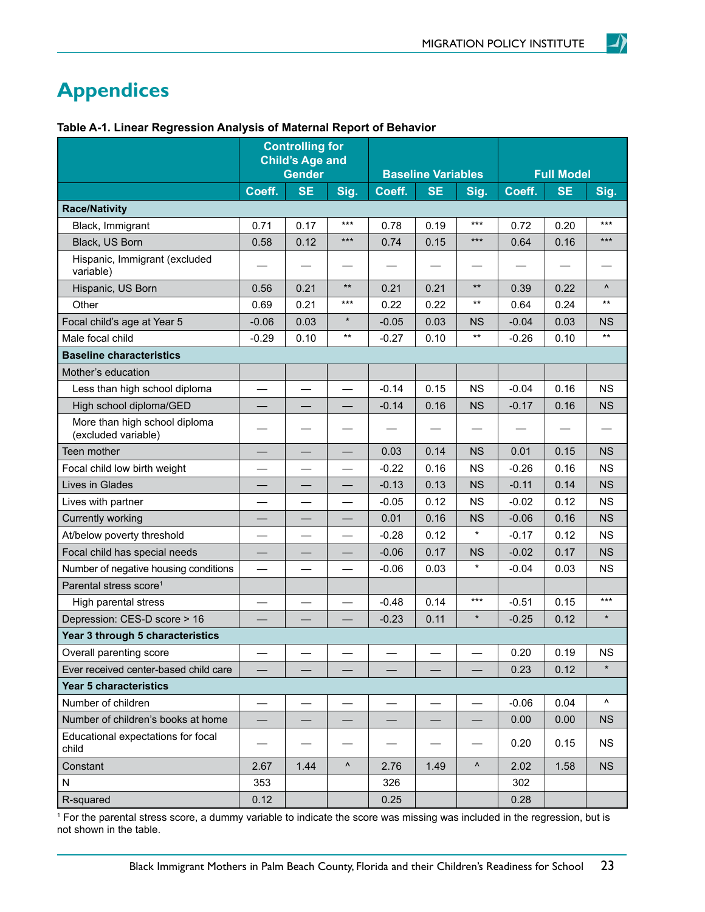# Appendices

**Table A-1. Linear Regression Analysis of Maternal Report of Behavior**

| | Controlling for Child's Age and Gender | | | Baseline Variables | | | Full Model | | |
|---|---|---|---|---|---|---|---|---|---|
| | Coeff. | SE | Sig. | Coeff. | SE | Sig. | Coeff. | SE | Sig. |
| **Race/Nativity** | | | | | | | | | |
| Black, Immigrant | 0.71 | 0.17 | *** | 0.78 | 0.19 | *** | 0.72 | 0.20 | *** |
| Black, US Born | 0.58 | 0.12 | *** | 0.74 | 0.15 | *** | 0.64 | 0.16 | *** |
| Hispanic, Immigrant (excluded variable) | — | — | — | — | — | — | — | — | — |
| Hispanic, US Born | 0.56 | 0.21 | ** | 0.21 | 0.21 | ** | 0.39 | 0.22 | ^ |
| Other | 0.69 | 0.21 | *** | 0.22 | 0.22 | ** | 0.64 | 0.24 | ** |
| Focal child's age at Year 5 | -0.06 | 0.03 | * | -0.05 | 0.03 | NS | -0.04 | 0.03 | NS |
| Male focal child | -0.29 | 0.10 | ** | -0.27 | 0.10 | ** | -0.26 | 0.10 | ** |
| **Baseline characteristics** | | | | | | | | | |
| Mother's education | | | | | | | | | |
| Less than high school diploma | — | — | — | -0.14 | 0.15 | NS | -0.04 | 0.16 | NS |
| High school diploma/GED | — | — | — | -0.14 | 0.16 | NS | -0.17 | 0.16 | NS |
| More than high school diploma (excluded variable) | — | — | — | — | — | — | — | — | — |
| Teen mother | — | — | — | 0.03 | 0.14 | NS | 0.01 | 0.15 | NS |
| Focal child low birth weight | — | — | — | -0.22 | 0.16 | NS | -0.26 | 0.16 | NS |
| Lives in Glades | — | — | — | -0.13 | 0.13 | NS | -0.11 | 0.14 | NS |
| Lives with partner | — | — | — | -0.05 | 0.12 | NS | -0.02 | 0.12 | NS |
| Currently working | — | — | — | 0.01 | 0.16 | NS | -0.06 | 0.16 | NS |
| At/below poverty threshold | — | — | — | -0.28 | 0.12 | * | -0.17 | 0.12 | NS |
| Focal child has special needs | — | — | — | -0.06 | 0.17 | NS | -0.02 | 0.17 | NS |
| Number of negative housing conditions | — | — | — | -0.06 | 0.03 | * | -0.04 | 0.03 | NS |
| Parental stress score[1] | | | | | | | | | |
| High parental stress | — | — | — | -0.48 | 0.14 | *** | -0.51 | 0.15 | *** |
| Depression: CES-D score > 16 | — | — | — | -0.23 | 0.11 | * | -0.25 | 0.12 | * |
| **Year 3 through 5 characteristics** | | | | | | | | | |
| Overall parenting score | — | — | — | — | — | — | 0.20 | 0.19 | NS |
| Ever received center-based child care | — | — | — | — | — | — | 0.23 | 0.12 | * |
| **Year 5 characteristics** | | | | | | | | | |
| Number of children | — | — | — | — | — | — | -0.06 | 0.04 | ^ |
| Number of children's books at home | — | — | — | — | — | — | 0.00 | 0.00 | NS |
| Educational expectations for focal child | — | — | — | — | — | — | 0.20 | 0.15 | NS |
| Constant | 2.67 | 1.44 | ^ | 2.76 | 1.49 | ^ | 2.02 | 1.58 | NS |
| N | 353 | | | 326 | | | 302 | | |
| R-squared | 0.12 | | | 0.25 | | | 0.28 | | |

[1] For the parental stress score, a dummy variable to indicate the score was missing was included in the regression, but is not shown in the table.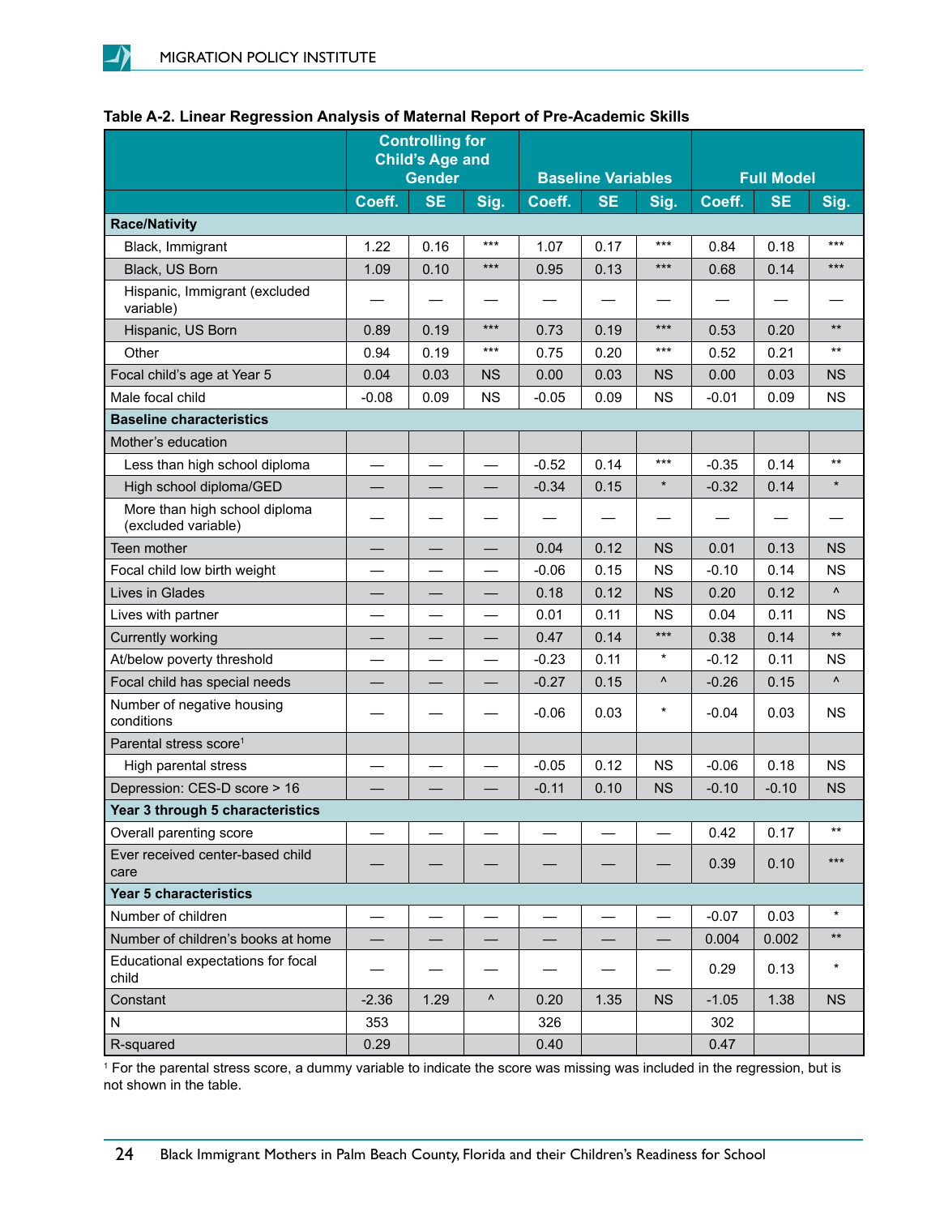**Table A-2. Linear Regression Analysis of Maternal Report of Pre-Academic Skills**

| | Controlling for Child's Age and Gender | | | Baseline Variables | | | Full Model | | |
|---|---|---|---|---|---|---|---|---|---|
| | Coeff. | SE | Sig. | Coeff. | SE | Sig. | Coeff. | SE | Sig. |
| **Race/Nativity** | | | | | | | | | |
| Black, Immigrant | 1.22 | 0.16 | *** | 1.07 | 0.17 | *** | 0.84 | 0.18 | *** |
| Black, US Born | 1.09 | 0.10 | *** | 0.95 | 0.13 | *** | 0.68 | 0.14 | *** |
| Hispanic, Immigrant (excluded variable) | — | — | — | — | — | — | — | — | — |
| Hispanic, US Born | 0.89 | 0.19 | *** | 0.73 | 0.19 | *** | 0.53 | 0.20 | ** |
| Other | 0.94 | 0.19 | *** | 0.75 | 0.20 | *** | 0.52 | 0.21 | ** |
| Focal child's age at Year 5 | 0.04 | 0.03 | NS | 0.00 | 0.03 | NS | 0.00 | 0.03 | NS |
| Male focal child | -0.08 | 0.09 | NS | -0.05 | 0.09 | NS | -0.01 | 0.09 | NS |
| **Baseline characteristics** | | | | | | | | | |
| Mother's education | | | | | | | | | |
| Less than high school diploma | — | — | — | -0.52 | 0.14 | *** | -0.35 | 0.14 | ** |
| High school diploma/GED | — | — | — | -0.34 | 0.15 | * | -0.32 | 0.14 | * |
| More than high school diploma (excluded variable) | — | — | — | — | — | — | — | — | — |
| Teen mother | — | — | — | 0.04 | 0.12 | NS | 0.01 | 0.13 | NS |
| Focal child low birth weight | — | — | — | -0.06 | 0.15 | NS | -0.10 | 0.14 | NS |
| Lives in Glades | — | — | — | 0.18 | 0.12 | NS | 0.20 | 0.12 | ^ |
| Lives with partner | — | — | — | 0.01 | 0.11 | NS | 0.04 | 0.11 | NS |
| Currently working | — | — | — | 0.47 | 0.14 | *** | 0.38 | 0.14 | ** |
| At/below poverty threshold | — | — | — | -0.23 | 0.11 | * | -0.12 | 0.11 | NS |
| Focal child has special needs | — | — | — | -0.27 | 0.15 | ^ | -0.26 | 0.15 | ^ |
| Number of negative housing conditions | — | — | — | -0.06 | 0.03 | * | -0.04 | 0.03 | NS |
| Parental stress score[1] | | | | | | | | | |
| High parental stress | — | — | — | -0.05 | 0.12 | NS | -0.06 | 0.18 | NS |
| Depression: CES-D score > 16 | — | — | — | -0.11 | 0.10 | NS | -0.10 | -0.10 | NS |
| **Year 3 through 5 characteristics** | | | | | | | | | |
| Overall parenting score | — | — | — | — | — | — | 0.42 | 0.17 | ** |
| Ever received center-based child care | — | — | — | — | — | — | 0.39 | 0.10 | *** |
| **Year 5 characteristics** | | | | | | | | | |
| Number of children | — | — | — | — | — | — | -0.07 | 0.03 | * |
| Number of children's books at home | — | — | — | — | — | — | 0.004 | 0.002 | ** |
| Educational expectations for focal child | — | — | — | — | — | — | 0.29 | 0.13 | * |
| Constant | -2.36 | 1.29 | ^ | 0.20 | 1.35 | NS | -1.05 | 1.38 | NS |
| N | 353 | | | 326 | | | 302 | | |
| R-squared | 0.29 | | | 0.40 | | | 0.47 | | |

[1] For the parental stress score, a dummy variable to indicate the score was missing was included in the regression, but is not shown in the table.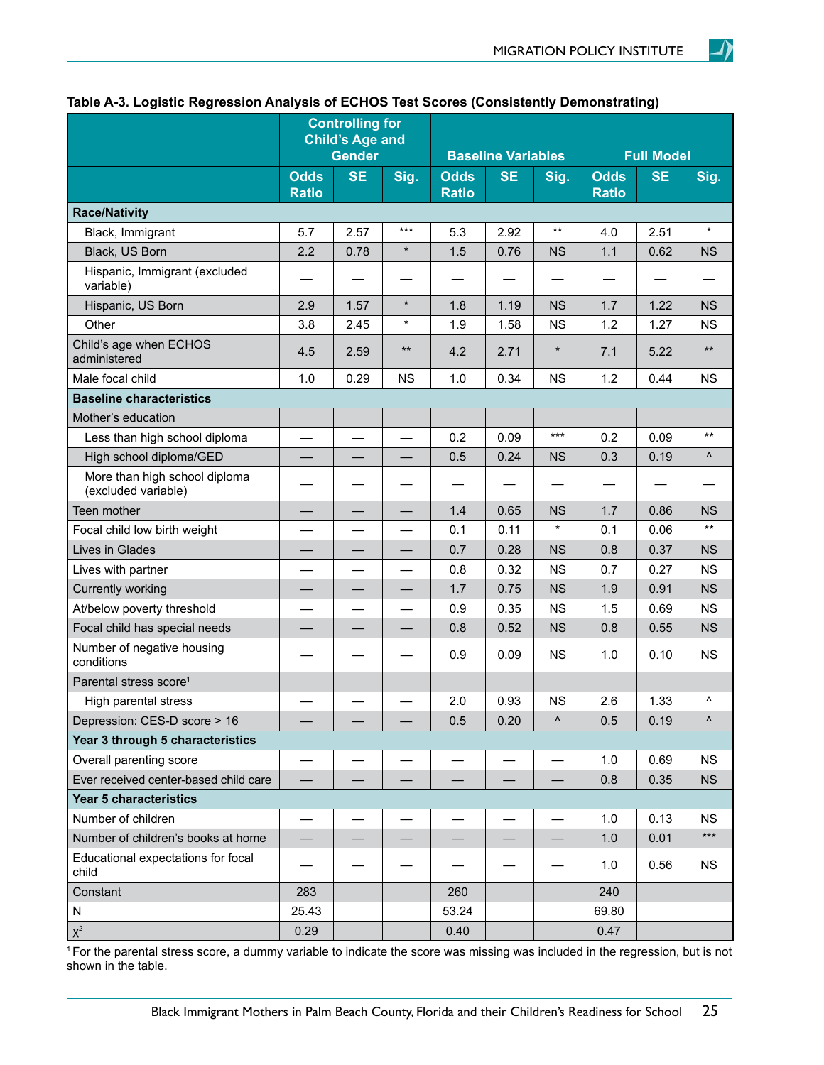**Table A-3. Logistic Regression Analysis of ECHOS Test Scores (Consistently Demonstrating)**

| | Controlling for Child's Age and Gender | | | Baseline Variables | | | Full Model | | |
|---|---|---|---|---|---|---|---|---|---|
| | Odds Ratio | SE | Sig. | Odds Ratio | SE | Sig. | Odds Ratio | SE | Sig. |
| **Race/Nativity** | | | | | | | | | |
| Black, Immigrant | 5.7 | 2.57 | *** | 5.3 | 2.92 | ** | 4.0 | 2.51 | * |
| Black, US Born | 2.2 | 0.78 | * | 1.5 | 0.76 | NS | 1.1 | 0.62 | NS |
| Hispanic, Immigrant (excluded variable) | — | — | — | — | — | — | — | — | — |
| Hispanic, US Born | 2.9 | 1.57 | * | 1.8 | 1.19 | NS | 1.7 | 1.22 | NS |
| Other | 3.8 | 2.45 | * | 1.9 | 1.58 | NS | 1.2 | 1.27 | NS |
| Child's age when ECHOS administered | 4.5 | 2.59 | ** | 4.2 | 2.71 | * | 7.1 | 5.22 | ** |
| Male focal child | 1.0 | 0.29 | NS | 1.0 | 0.34 | NS | 1.2 | 0.44 | NS |
| **Baseline characteristics** | | | | | | | | | |
| Mother's education | | | | | | | | | |
| Less than high school diploma | — | — | — | 0.2 | 0.09 | *** | 0.2 | 0.09 | ** |
| High school diploma/GED | — | — | — | 0.5 | 0.24 | NS | 0.3 | 0.19 | ^ |
| More than high school diploma (excluded variable) | — | — | — | — | — | — | — | — | — |
| Teen mother | — | — | — | 1.4 | 0.65 | NS | 1.7 | 0.86 | NS |
| Focal child low birth weight | — | — | — | 0.1 | 0.11 | * | 0.1 | 0.06 | ** |
| Lives in Glades | — | — | — | 0.7 | 0.28 | NS | 0.8 | 0.37 | NS |
| Lives with partner | — | — | — | 0.8 | 0.32 | NS | 0.7 | 0.27 | NS |
| Currently working | — | — | — | 1.7 | 0.75 | NS | 1.9 | 0.91 | NS |
| At/below poverty threshold | — | — | — | 0.9 | 0.35 | NS | 1.5 | 0.69 | NS |
| Focal child has special needs | — | — | — | 0.8 | 0.52 | NS | 0.8 | 0.55 | NS |
| Number of negative housing conditions | — | — | — | 0.9 | 0.09 | NS | 1.0 | 0.10 | NS |
| Parental stress score[1] | | | | | | | | | |
| High parental stress | — | — | — | 2.0 | 0.93 | NS | 2.6 | 1.33 | ^ |
| Depression: CES-D score > 16 | — | — | — | 0.5 | 0.20 | ^ | 0.5 | 0.19 | ^ |
| **Year 3 through 5 characteristics** | | | | | | | | | |
| Overall parenting score | — | — | — | — | — | — | 1.0 | 0.69 | NS |
| Ever received center-based child care | — | — | — | — | — | — | 0.8 | 0.35 | NS |
| **Year 5 characteristics** | | | | | | | | | |
| Number of children | — | — | — | — | — | — | 1.0 | 0.13 | NS |
| Number of children's books at home | — | — | — | — | — | — | 1.0 | 0.01 | *** |
| Educational expectations for focal child | — | — | — | — | — | — | 1.0 | 0.56 | NS |
| Constant | 283 | | | 260 | | | 240 | | |
| N | 25.43 | | | 53.24 | | | 69.80 | | |
| $\chi^2$ | 0.29 | | | 0.40 | | | 0.47 | | |

[1] For the parental stress score, a dummy variable to indicate the score was missing was included in the regression, but is not shown in the table.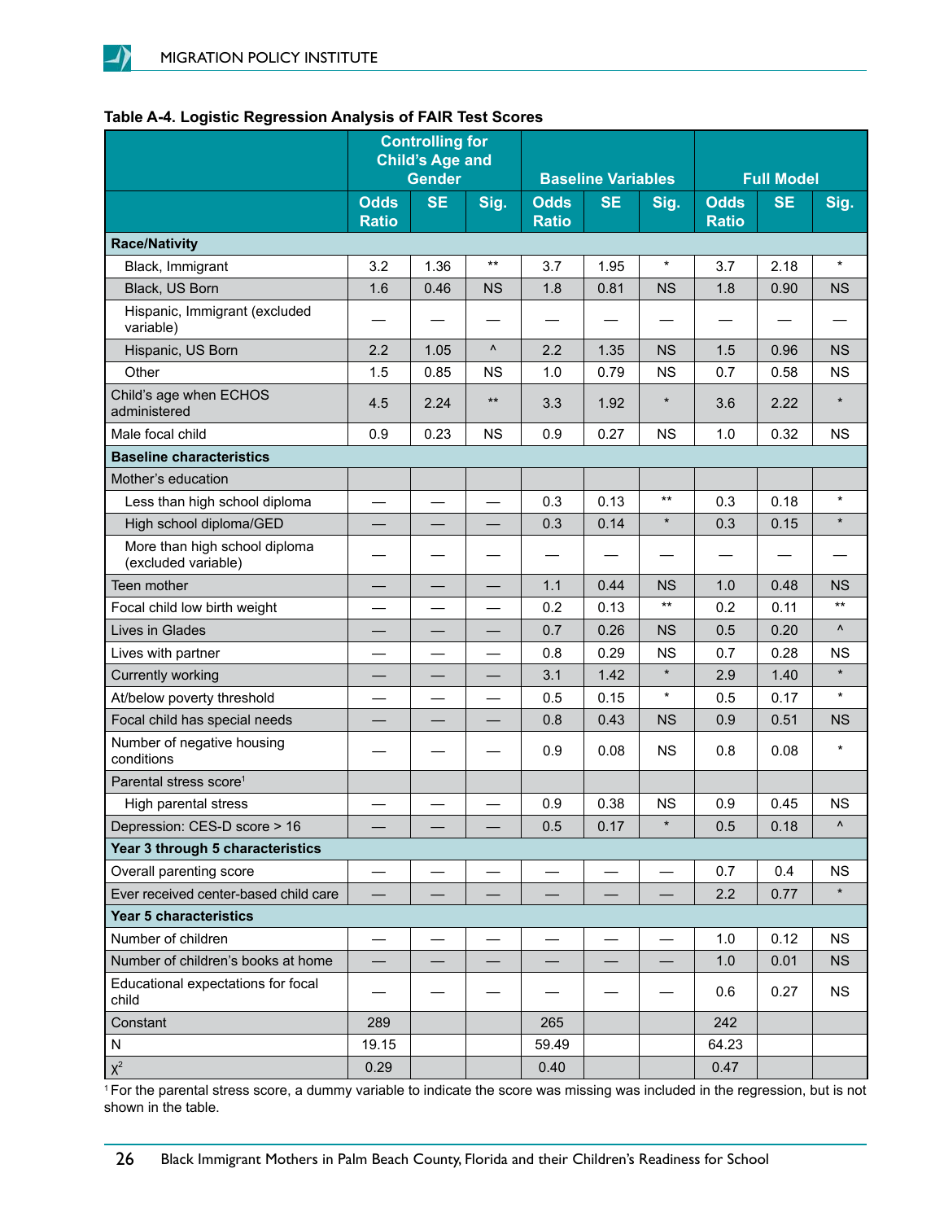**Table A-4. Logistic Regression Analysis of FAIR Test Scores**

| | Controlling for Child's Age and Gender | | | Baseline Variables | | | Full Model | | |
|---|---|---|---|---|---|---|---|---|---|
| | Odds Ratio | SE | Sig. | Odds Ratio | SE | Sig. | Odds Ratio | SE | Sig. |
| **Race/Nativity** | | | | | | | | | |
| Black, Immigrant | 3.2 | 1.36 | ** | 3.7 | 1.95 | * | 3.7 | 2.18 | * |
| Black, US Born | 1.6 | 0.46 | NS | 1.8 | 0.81 | NS | 1.8 | 0.90 | NS |
| Hispanic, Immigrant (excluded variable) | — | — | — | — | — | — | — | — | — |
| Hispanic, US Born | 2.2 | 1.05 | ^ | 2.2 | 1.35 | NS | 1.5 | 0.96 | NS |
| Other | 1.5 | 0.85 | NS | 1.0 | 0.79 | NS | 0.7 | 0.58 | NS |
| Child's age when ECHOS administered | 4.5 | 2.24 | ** | 3.3 | 1.92 | * | 3.6 | 2.22 | * |
| Male focal child | 0.9 | 0.23 | NS | 0.9 | 0.27 | NS | 1.0 | 0.32 | NS |
| **Baseline characteristics** | | | | | | | | | |
| Mother's education | | | | | | | | | |
| Less than high school diploma | — | — | — | 0.3 | 0.13 | ** | 0.3 | 0.18 | * |
| High school diploma/GED | — | — | — | 0.3 | 0.14 | * | 0.3 | 0.15 | * |
| More than high school diploma (excluded variable) | — | — | — | — | — | — | — | — | — |
| Teen mother | — | — | — | 1.1 | 0.44 | NS | 1.0 | 0.48 | NS |
| Focal child low birth weight | — | — | — | 0.2 | 0.13 | ** | 0.2 | 0.11 | ** |
| Lives in Glades | — | — | — | 0.7 | 0.26 | NS | 0.5 | 0.20 | ^ |
| Lives with partner | — | — | — | 0.8 | 0.29 | NS | 0.7 | 0.28 | NS |
| Currently working | — | — | — | 3.1 | 1.42 | * | 2.9 | 1.40 | * |
| At/below poverty threshold | — | — | — | 0.5 | 0.15 | * | 0.5 | 0.17 | * |
| Focal child has special needs | — | — | — | 0.8 | 0.43 | NS | 0.9 | 0.51 | NS |
| Number of negative housing conditions | — | — | — | 0.9 | 0.08 | NS | 0.8 | 0.08 | * |
| Parental stress score[1] | | | | | | | | | |
| High parental stress | — | — | — | 0.9 | 0.38 | NS | 0.9 | 0.45 | NS |
| Depression: CES-D score > 16 | — | — | — | 0.5 | 0.17 | * | 0.5 | 0.18 | ^ |
| **Year 3 through 5 characteristics** | | | | | | | | | |
| Overall parenting score | — | — | — | — | — | — | 0.7 | 0.4 | NS |
| Ever received center-based child care | — | — | — | — | — | — | 2.2 | 0.77 | * |
| **Year 5 characteristics** | | | | | | | | | |
| Number of children | — | — | — | — | — | — | 1.0 | 0.12 | NS |
| Number of children's books at home | — | — | — | — | — | — | 1.0 | 0.01 | NS |
| Educational expectations for focal child | — | — | — | — | — | — | 0.6 | 0.27 | NS |
| Constant | 289 | | | 265 | | | 242 | | |
| N | 19.15 | | | 59.49 | | | 64.23 | | |
| $\chi^2$ | 0.29 | | | 0.40 | | | 0.47 | | |

[1] For the parental stress score, a dummy variable to indicate the score was missing was included in the regression, but is not shown in the table.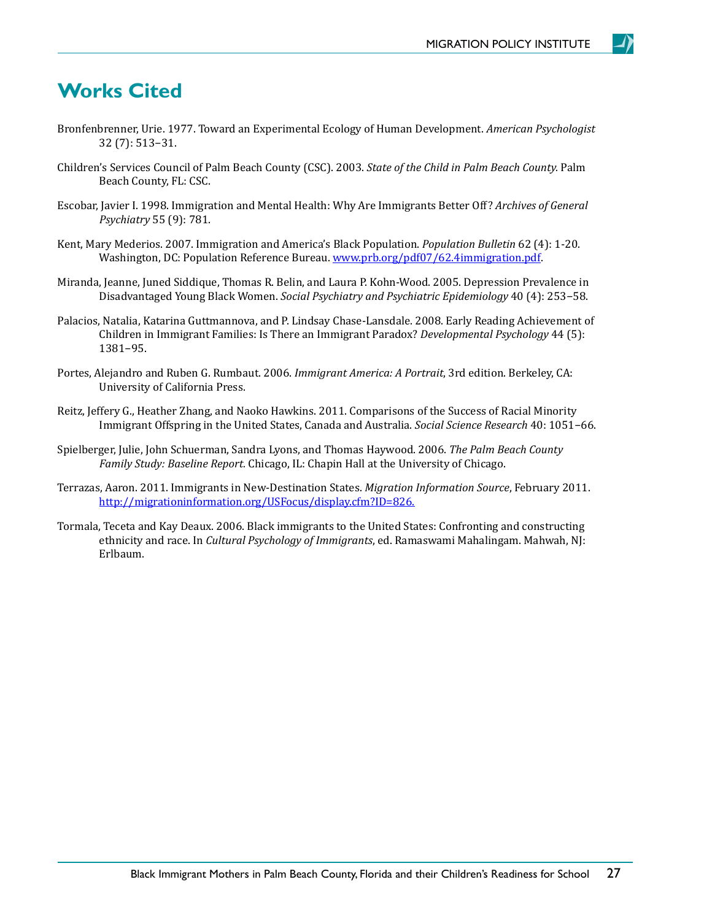# Works Cited

Bronfenbrenner, Urie. 1977. Toward an Experimental Ecology of Human Development. *American Psychologist* 32 (7): 513–31.

Children's Services Council of Palm Beach County (CSC). 2003. *State of the Child in Palm Beach County.* Palm Beach County, FL: CSC.

Escobar, Javier I. 1998. Immigration and Mental Health: Why Are Immigrants Better Off? *Archives of General Psychiatry* 55 (9): 781.

Kent, Mary Mederios. 2007. Immigration and America's Black Population. *Population Bulletin* 62 (4): 1-20. Washington, DC: Population Reference Bureau. www.prb.org/pdf07/62.4immigration.pdf.

Miranda, Jeanne, Juned Siddique, Thomas R. Belin, and Laura P. Kohn-Wood. 2005. Depression Prevalence in Disadvantaged Young Black Women. *Social Psychiatry and Psychiatric Epidemiology* 40 (4): 253–58.

Palacios, Natalia, Katarina Guttmannova, and P. Lindsay Chase-Lansdale. 2008. Early Reading Achievement of Children in Immigrant Families: Is There an Immigrant Paradox? *Developmental Psychology* 44 (5): 1381–95.

Portes, Alejandro and Ruben G. Rumbaut. 2006. *Immigrant America: A Portrait*, 3rd edition. Berkeley, CA: University of California Press.

Reitz, Jeffery G., Heather Zhang, and Naoko Hawkins. 2011. Comparisons of the Success of Racial Minority Immigrant Offspring in the United States, Canada and Australia. *Social Science Research* 40: 1051–66.

Spielberger, Julie, John Schuerman, Sandra Lyons, and Thomas Haywood. 2006. *The Palm Beach County Family Study: Baseline Report.* Chicago, IL: Chapin Hall at the University of Chicago.

Terrazas, Aaron. 2011. Immigrants in New-Destination States. *Migration Information Source*, February 2011. http://migrationinformation.org/USFocus/display.cfm?ID=826.

Tormala, Teceta and Kay Deaux. 2006. Black immigrants to the United States: Confronting and constructing ethnicity and race. In *Cultural Psychology of Immigrants*, ed. Ramaswami Mahalingam. Mahwah, NJ: Erlbaum.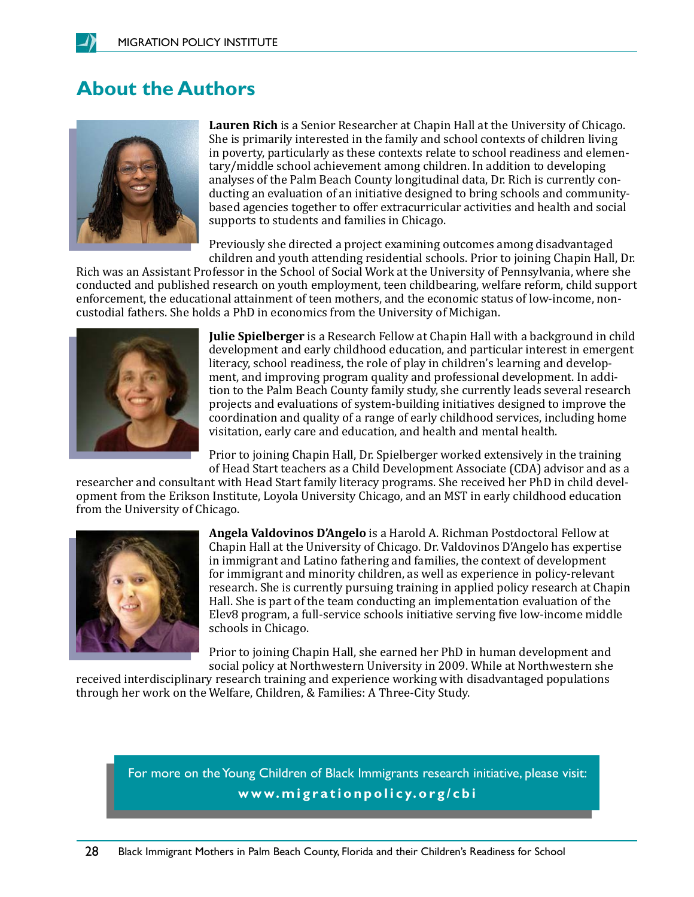# About the Authors

**Lauren Rich** is a Senior Researcher at Chapin Hall at the University of Chicago. She is primarily interested in the family and school contexts of children living in poverty, particularly as these contexts relate to school readiness and elementary/middle school achievement among children. In addition to developing analyses of the Palm Beach County longitudinal data, Dr. Rich is currently conducting an evaluation of an initiative designed to bring schools and community-based agencies together to offer extracurricular activities and health and social supports to students and families in Chicago.

Previously she directed a project examining outcomes among disadvantaged children and youth attending residential schools. Prior to joining Chapin Hall, Dr. Rich was an Assistant Professor in the School of Social Work at the University of Pennsylvania, where she conducted and published research on youth employment, teen childbearing, welfare reform, child support enforcement, the educational attainment of teen mothers, and the economic status of low-income, non-custodial fathers. She holds a PhD in economics from the University of Michigan.

**Julie Spielberger** is a Research Fellow at Chapin Hall with a background in child development and early childhood education, and particular interest in emergent literacy, school readiness, the role of play in children's learning and development, and improving program quality and professional development. In addition to the Palm Beach County family study, she currently leads several research projects and evaluations of system-building initiatives designed to improve the coordination and quality of a range of early childhood services, including home visitation, early care and education, and health and mental health.

Prior to joining Chapin Hall, Dr. Spielberger worked extensively in the training of Head Start teachers as a Child Development Associate (CDA) advisor and as a researcher and consultant with Head Start family literacy programs. She received her PhD in child development from the Erikson Institute, Loyola University Chicago, and an MST in early childhood education from the University of Chicago.

**Angela Valdovinos D'Angelo** is a Harold A. Richman Postdoctoral Fellow at Chapin Hall at the University of Chicago. Dr. Valdovinos D'Angelo has expertise in immigrant and Latino fathering and families, the context of development for immigrant and minority children, as well as experience in policy-relevant research. She is currently pursuing training in applied policy research at Chapin Hall. She is part of the team conducting an implementation evaluation of the Elev8 program, a full-service schools initiative serving five low-income middle schools in Chicago.

Prior to joining Chapin Hall, she earned her PhD in human development and social policy at Northwestern University in 2009. While at Northwestern she received interdisciplinary research training and experience working with disadvantaged populations through her work on the Welfare, Children, & Families: A Three-City Study.

For more on the Young Children of Black Immigrants research initiative, please visit:
**www.migrationpolicy.org/cbi**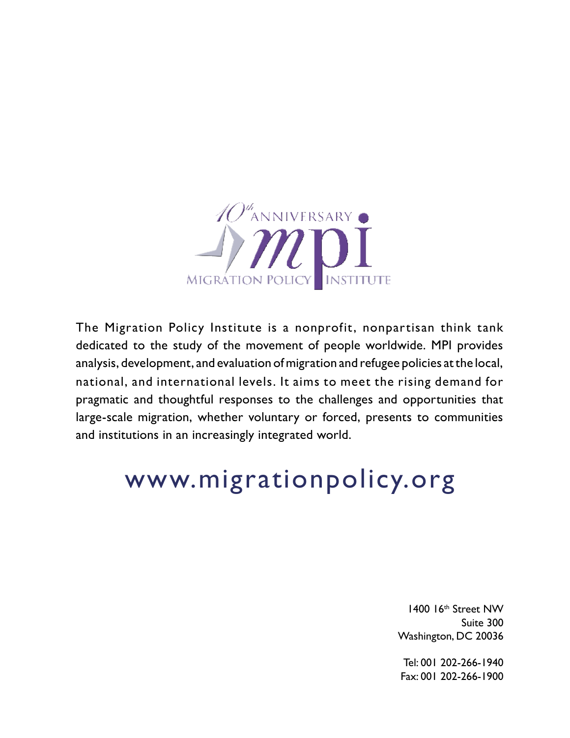10th ANNIVERSARY

mpi

MIGRATION POLICY INSTITUTE

The Migration Policy Institute is a nonprofit, nonpartisan think tank dedicated to the study of the movement of people worldwide. MPI provides analysis, development, and evaluation of migration and refugee policies at the local, national, and international levels. It aims to meet the rising demand for pragmatic and thoughtful responses to the challenges and opportunities that large-scale migration, whether voluntary or forced, presents to communities and institutions in an increasingly integrated world.

www.migrationpolicy.org

1400 16th Street NW
Suite 300
Washington, DC 20036

Tel: 001 202-266-1940
Fax: 001 202-266-1900